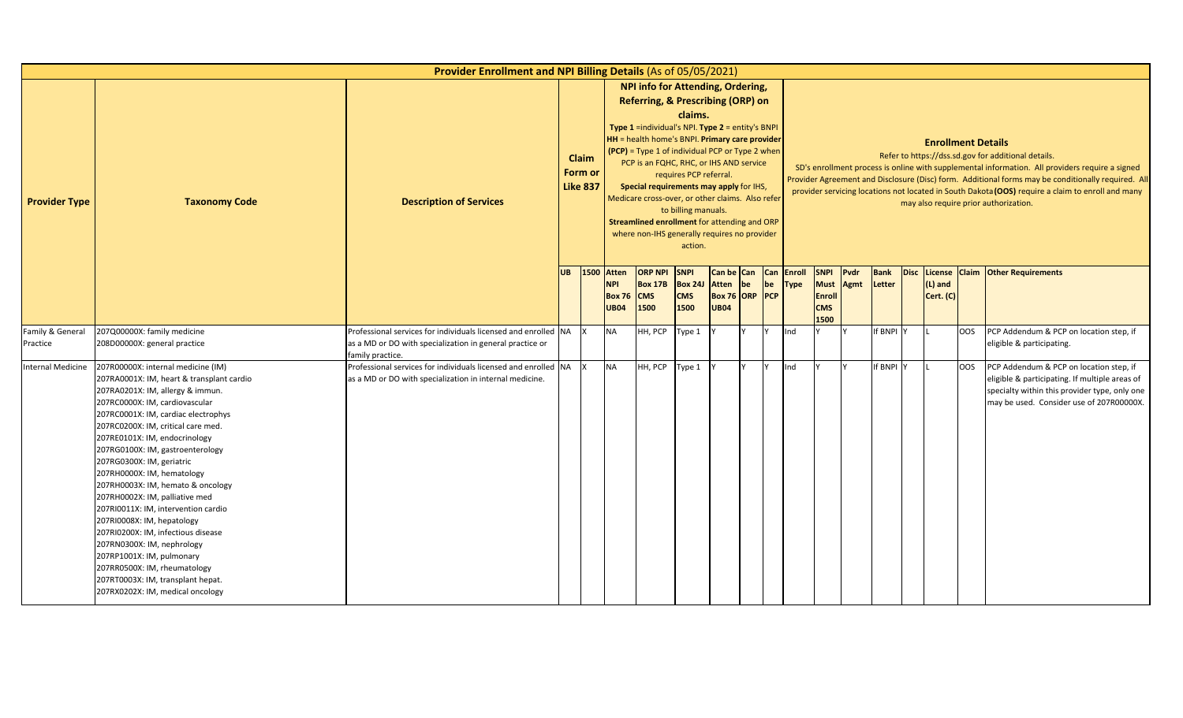# Provider Enrollment and NPI Billing Details (As of 05/05/2021)

| Provider Type | Taxonomy Code | Description of Services | Claim Form or Like 837 | | NPI info for Attending, Ordering, Referring, & Prescribing (ORP) on claims. **Type 1** =individual's NPI. **Type 2** = entity's BNPI **HH** = health home's BNPI. **Primary care provider (PCP)** = Type 1 of individual PCP or Type 2 when PCP is an FQHC, RHC, or IHS AND service requires PCP referral. **Special requirements may apply** for IHS, Medicare cross-over, or other claims. Also refer to billing manuals. **Streamlined enrollment** for attending and ORP where non-IHS generally requires no provider action. | | | | | | **Enrollment Details** Refer to https://dss.sd.gov for additional details. SD's enrollment process is online with supplemental information. All providers require a signed Provider Agreement and Disclosure (Disc) form. Additional forms may be conditionally required. All provider servicing locations not located in South Dakota **(OOS)** require a claim to enroll and many may also require prior authorization. | | | | | | | |
|---|---|---|---|---|---|---|---|---|---|---|---|---|---|---|---|---|---|---|
| | | | UB | 1500 | Atten NPI Box 76 UB04 | ORP NPI Box 17B CMS 1500 | SNPI Box 24J CMS 1500 | Can be Atten Box 76 UB04 | Can be ORP | Can be PCP | Enroll Type | SNPI Must Enroll CMS 1500 | Pvdr Agmt | Bank Letter | Disc | License (L) and Cert. (C) | Claim | Other Requirements |
| Family & General Practice | 207Q00000X: family medicine<br>208D00000X: general practice | Professional services for individuals licensed and enrolled as a MD or DO with specialization in general practice or family practice. | NA | X | NA | HH, PCP | Type 1 | Y | Y | Y | Ind | Y | Y | If BNPI | Y | L | OOS | PCP Addendum & PCP on location step, if eligible & participating. |
| Internal Medicine | 207R00000X: internal medicine (IM)<br>207RA0001X: IM, heart & transplant cardio<br>207RA0201X: IM, allergy & immun.<br>207RC0000X: IM, cardiovascular<br>207RC0001X: IM, cardiac electrophys<br>207RC0200X: IM, critical care med.<br>207RE0101X: IM, endocrinology<br>207RG0100X: IM, gastroenterology<br>207RG0300X: IM, geriatric<br>207RH0000X: IM, hematology<br>207RH0003X: IM, hemato & oncology<br>207RH0002X: IM, palliative med<br>207RI0011X: IM, intervention cardio<br>207RI0008X: IM, hepatology<br>207RI0200X: IM, infectious disease<br>207RN0300X: IM, nephrology<br>207RP1001X: IM, pulmonary<br>207RR0500X: IM, rheumatology<br>207RT0003X: IM, transplant hepat.<br>207RX0202X: IM, medical oncology | Professional services for individuals licensed and enrolled as a MD or DO with specialization in internal medicine. | NA | X | NA | HH, PCP | Type 1 | Y | Y | Y | Ind | Y | Y | If BNPI | Y | L | OOS | PCP Addendum & PCP on location step, if eligible & participating. If multiple areas of specialty within this provider type, only one may be used. Consider use of 207R00000X. |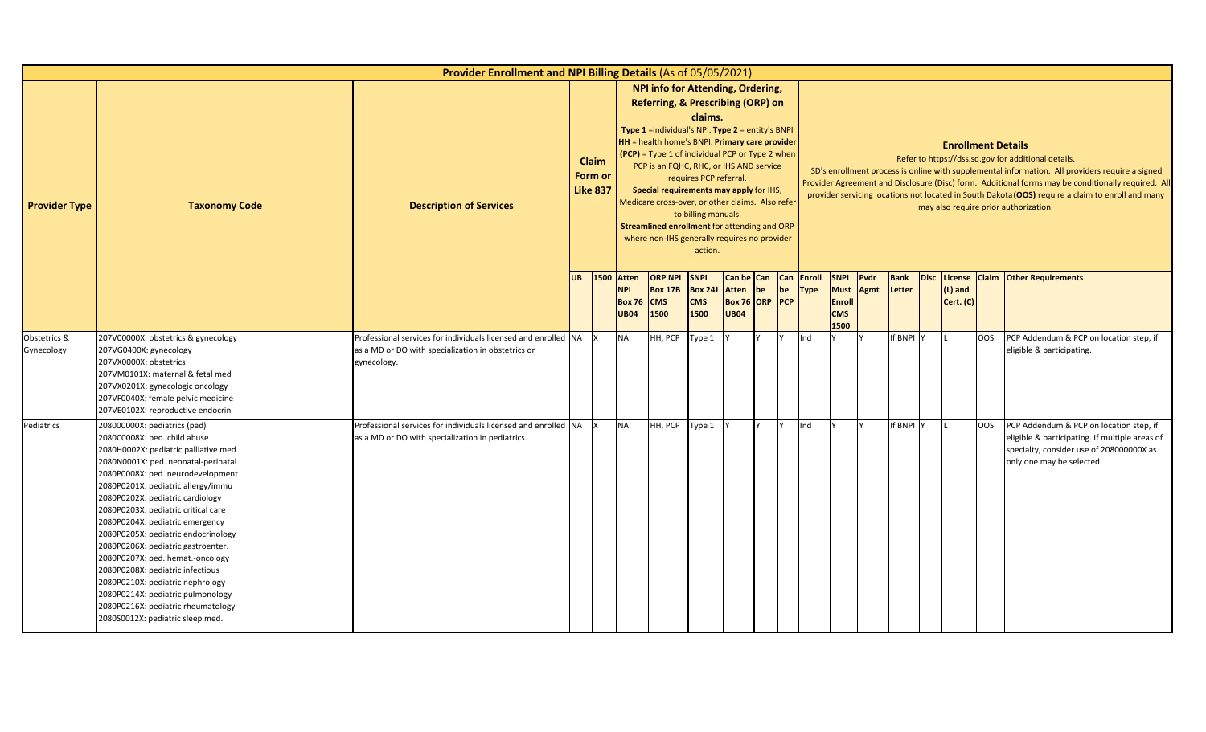| Provider Enrollment and NPI Billing Details (As of 05/05/2021) | | | | | | | | | | | | | | | | | | | | |
|---|---|---|---|---|---|---|---|---|---|---|---|---|---|---|---|---|---|---|---|---|
| Provider Type | Taxonomy Code | Description of Services | Claim Form or Like 837 | | NPI info for Attending, Ordering, Referring, & Prescribing (ORP) on claims. Type 1 =individual's NPI. Type 2 = entity's BNPI HH = health home's BNPI. Primary care provider (PCP) = Type 1 of individual PCP or Type 2 when PCP is an FQHC, RHC, or IHS AND service requires PCP referral. Special requirements may apply for IHS, Medicare cross-over, or other claims. Also refer to billing manuals. Streamlined enrollment for attending and ORP where non-IHS generally requires no provider action. | | | | | | Enrollment Details Refer to https://dss.sd.gov for additional details. SD's enrollment process is online with supplemental information. All providers require a signed Provider Agreement and Disclosure (Disc) form. Additional forms may be conditionally required. All provider servicing locations not located in South Dakota (OOS) require a claim to enroll and many may also require prior authorization. | | | | | | | | |
| | | | UB | 1500 | Atten NPI Box 76 UB04 | ORP NPI Box 17B CMS 1500 | SNPI Box 24J CMS 1500 | Can be Atten Box 76 UB04 | Can be ORP | Can be PCP | Enroll Type | SNPI Must Enroll CMS 1500 | Pvdr Agmt | Bank Letter | Disc | License (L) and Cert. (C) | Claim | Other Requirements |
| Obstetrics & Gynecology | 207V00000X: obstetrics & gynecology<br>207VG0400X: gynecology<br>207VX0000X: obstetrics<br>207VM0101X: maternal & fetal med<br>207VX0201X: gynecologic oncology<br>207VF0040X: female pelvic medicine<br>207VE0102X: reproductive endocrin | Professional services for individuals licensed and enrolled as a MD or DO with specialization in obstetrics or gynecology. | NA | X | NA | HH, PCP | Type 1 | Y | Y | Y | Ind | Y | Y | If BNPI | Y | L | OOS | PCP Addendum & PCP on location step, if eligible & participating. |
| Pediatrics | 208000000X: pediatrics (ped)<br>2080C0008X: ped. child abuse<br>2080H0002X: pediatric palliative med<br>2080N0001X: ped. neonatal-perinatal<br>2080P0008X: ped. neurodevelopment<br>2080P0201X: pediatric allergy/immu<br>2080P0202X: pediatric cardiology<br>2080P0203X: pediatric critical care<br>2080P0204X: pediatric emergency<br>2080P0205X: pediatric endocrinology<br>2080P0206X: pediatric gastroenter.<br>2080P0207X: ped. hemat.-oncology<br>2080P0208X: pediatric infectious<br>2080P0210X: pediatric nephrology<br>2080P0214X: pediatric pulmonology<br>2080P0216X: pediatric rheumatology<br>2080S0012X: pediatric sleep med. | Professional services for individuals licensed and enrolled as a MD or DO with specialization in pediatrics. | NA | X | NA | HH, PCP | Type 1 | Y | Y | Y | Ind | Y | Y | If BNPI | Y | L | OOS | PCP Addendum & PCP on location step, if eligible & participating. If multiple areas of specialty, consider use of 208000000X as only one may be selected. |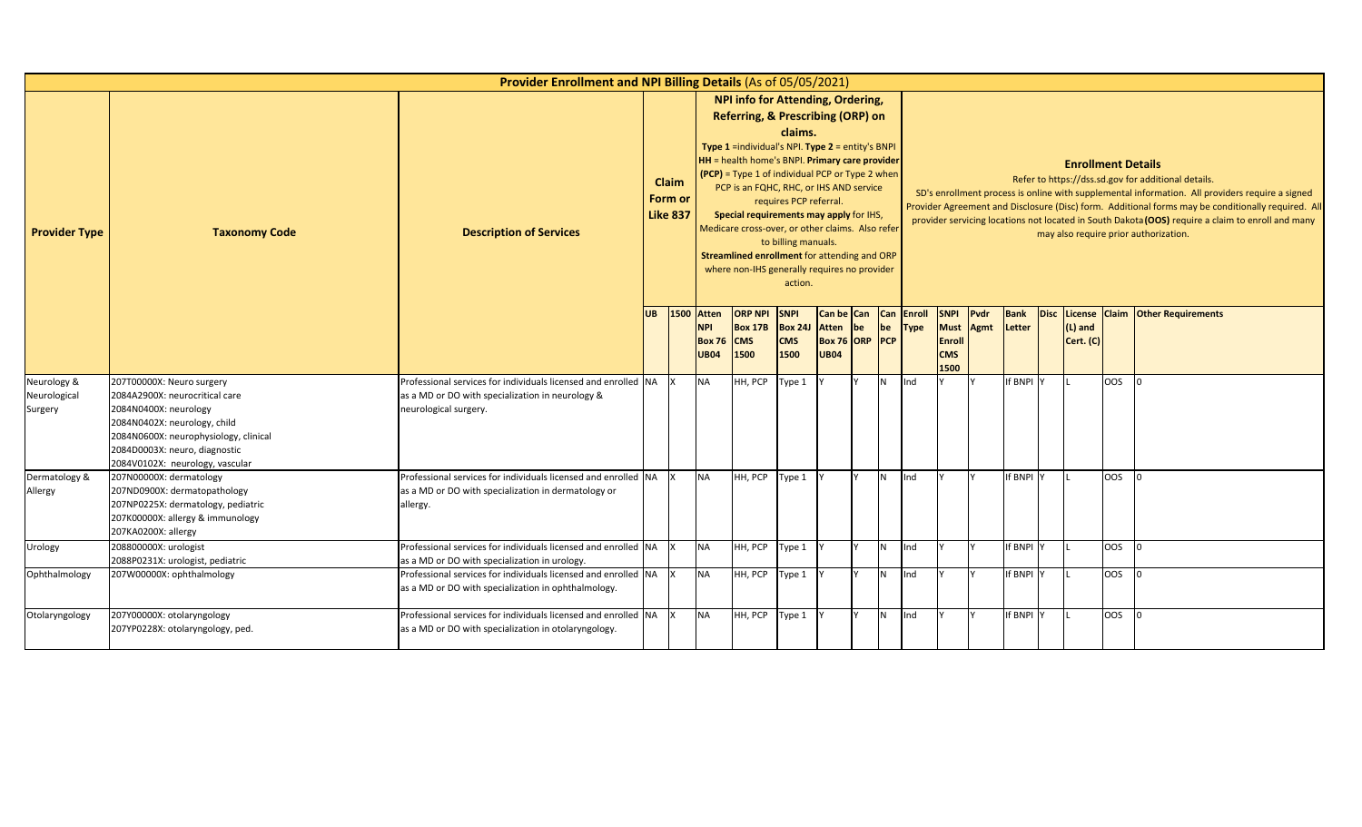# Provider Enrollment and NPI Billing Details (As of 05/05/2021)

| Provider Type | Taxonomy Code | Description of Services | Claim Form or Like 837 | | NPI info for Attending, Ordering, Referring, & Prescribing (ORP) on claims. **Type 1** =individual's NPI. **Type 2** = entity's BNPI **HH** = health home's BNPI. **Primary care provider (PCP)** = Type 1 of individual PCP or Type 2 when PCP is an FQHC, RHC, or IHS AND service requires PCP referral. **Special requirements may apply** for IHS, Medicare cross-over, or other claims. Also refer to billing manuals. **Streamlined enrollment** for attending and ORP where non-IHS generally requires no provider action. | | | | | | **Enrollment Details** Refer to https://dss.sd.gov for additional details. SD's enrollment process is online with supplemental information. All providers require a signed Provider Agreement and Disclosure (Disc) form. Additional forms may be conditionally required. All provider servicing locations not located in South Dakota **(OOS)** require a claim to enroll and many may also require prior authorization. | | | | | | | |
|---|---|---|---|---|---|---|---|---|---|---|---|---|---|---|---|---|---|---|
| | | | **UB** | **1500** | **Atten NPI Box 76 UB04** | **ORP NPI Box 17B CMS 1500** | **SNPI Box 24J CMS 1500** | **Can be Atten Box 76 UB04** | **Can be ORP** | **Can be PCP** | **Enroll Type** | **SNPI Must Enroll CMS 1500** | **Pvdr Agmt** | **Bank Letter** | **Disc** | **License (L) and Cert. (C)** | **Claim** | **Other Requirements** |
| Neurology & Neurological Surgery | 207T00000X: Neuro surgery<br>2084A2900X: neurocritical care<br>2084N0400X: neurology<br>2084N0402X: neurology, child<br>2084N0600X: neurophysiology, clinical<br>2084D0003X: neuro, diagnostic<br>2084V0102X: neurology, vascular | Professional services for individuals licensed and enrolled as a MD or DO with specialization in neurology & neurological surgery. | NA | X | NA | HH, PCP | Type 1 | Y | Y | N | Ind | Y | Y | If BNPI | Y | L | OOS | 0 |
| Dermatology & Allergy | 207N00000X: dermatology<br>207ND0900X: dermatopathology<br>207NP0225X: dermatology, pediatric<br>207K00000X: allergy & immunology<br>207KA0200X: allergy | Professional services for individuals licensed and enrolled as a MD or DO with specialization in dermatology or allergy. | NA | X | NA | HH, PCP | Type 1 | Y | Y | N | Ind | Y | Y | If BNPI | Y | L | OOS | 0 |
| Urology | 208800000X: urologist<br>2088P0231X: urologist, pediatric | Professional services for individuals licensed and enrolled as a MD or DO with specialization in urology. | NA | X | NA | HH, PCP | Type 1 | Y | Y | N | Ind | Y | Y | If BNPI | Y | L | OOS | 0 |
| Ophthalmology | 207W00000X: ophthalmology | Professional services for individuals licensed and enrolled as a MD or DO with specialization in ophthalmology. | NA | X | NA | HH, PCP | Type 1 | Y | Y | N | Ind | Y | Y | If BNPI | Y | L | OOS | 0 |
| Otolaryngology | 207Y00000X: otolaryngology<br>207YP0228X: otolaryngology, ped. | Professional services for individuals licensed and enrolled as a MD or DO with specialization in otolaryngology. | NA | X | NA | HH, PCP | Type 1 | Y | Y | N | Ind | Y | Y | If BNPI | Y | L | OOS | 0 |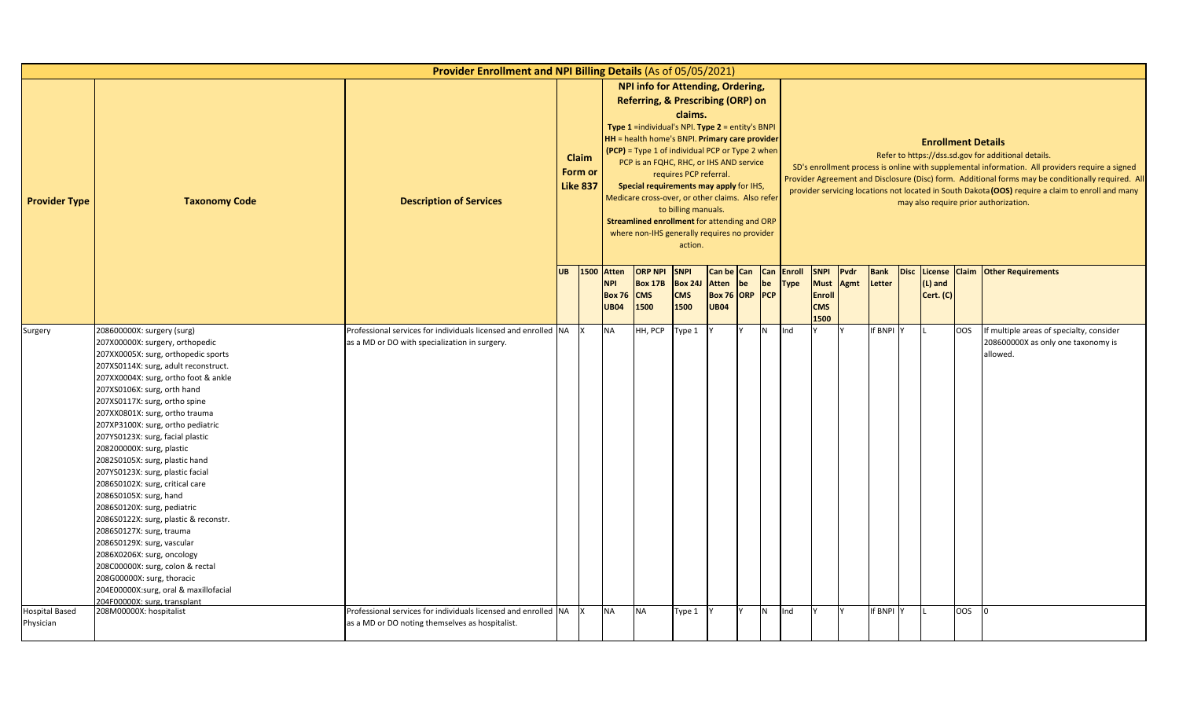## Provider Enrollment and NPI Billing Details (As of 05/05/2021)

| Provider Type | Taxonomy Code | Description of Services | Claim Form or Like 837 | | NPI info for Attending, Ordering, Referring, & Prescribing (ORP) on claims. Type 1 =individual's NPI. Type 2 = entity's BNPI HH = health home's BNPI. Primary care provider (PCP) = Type 1 of individual PCP or Type 2 when PCP is an FQHC, RHC, or IHS AND service requires PCP referral. Special requirements may apply for IHS, Medicare cross-over, or other claims. Also refer to billing manuals. Streamlined enrollment for attending and ORP where non-IHS generally requires no provider action. | | | | | | Enrollment Details Refer to https://dss.sd.gov for additional details. SD's enrollment process is online with supplemental information. All providers require a signed Provider Agreement and Disclosure (Disc) form. Additional forms may be conditionally required. All provider servicing locations not located in South Dakota (OOS) require a claim to enroll and many may also require prior authorization. | | | | | | | |
|---|---|---|---|---|---|---|---|---|---|---|---|---|---|---|---|---|---|---|
| | | | UB | 1500 | Atten NPI Box 76 UB04 | ORP NPI Box 17B CMS 1500 | SNPI Box 24J CMS 1500 | Can be Atten Box 76 UB04 | Can be ORP | Can be PCP | Enroll Type | SNPI Must Enroll CMS 1500 | Pvdr Agmt | Bank Letter | Disc | License (L) and Cert. (C) | Claim | Other Requirements |
| Surgery | 208600000X: surgery (surg)<br>207X00000X: surgery, orthopedic<br>207XX0005X: surg, orthopedic sports<br>207XS0114X: surg, adult reconstruct.<br>207XX0004X: surg, ortho foot & ankle<br>207XS0106X: surg, orth hand<br>207XS0117X: surg, ortho spine<br>207XX0801X: surg, ortho trauma<br>207XP3100X: surg, ortho pediatric<br>207YS0123X: surg, facial plastic<br>208200000X: surg, plastic<br>2082S0105X: surg, plastic hand<br>207YS0123X: surg, plastic facial<br>2086S0102X: surg, critical care<br>2086S0105X: surg, hand<br>2086S0120X: surg, pediatric<br>2086S0122X: surg, plastic & reconstr.<br>2086S0127X: surg, trauma<br>2086S0129X: surg, vascular<br>2086X0206X: surg, oncology<br>208C00000X: surg, colon & rectal<br>208G00000X: surg, thoracic<br>204E00000X:surg, oral & maxillofacial<br>204F00000X: surg, transplant | Professional services for individuals licensed and enrolled as a MD or DO with specialization in surgery. | NA | X | NA | HH, PCP | Type 1 | Y | Y | N | Ind | Y | Y | If BNPI | Y | L | OOS | If multiple areas of specialty, consider 208600000X as only one taxonomy is allowed. |
| Hospital Based Physician | 208M00000X: hospitalist | Professional services for individuals licensed and enrolled as a MD or DO noting themselves as hospitalist. | NA | X | NA | NA | Type 1 | Y | Y | N | Ind | Y | Y | If BNPI | Y | L | OOS | 0 |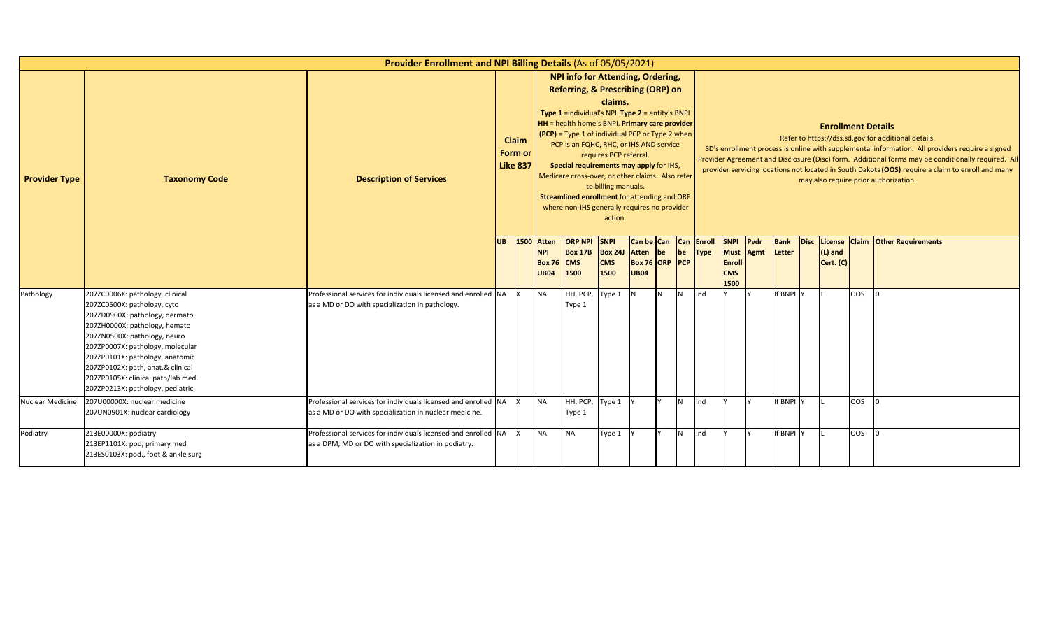| Provider Enrollment and NPI Billing Details (As of 05/05/2021) | | | | | | | | | | | | | | | | | | | | |
|---|---|---|---|---|---|---|---|---|---|---|---|---|---|---|---|---|---|---|---|---|
| **Provider Type** | **Taxonomy Code** | **Description of Services** | **Claim Form or Like 837** | | **NPI info for Attending, Ordering, Referring, & Prescribing (ORP) on claims.** Type 1 =individual's NPI. Type 2 = entity's BNPI HH = health home's BNPI. Primary care provider (PCP) = Type 1 of individual PCP or Type 2 when PCP is an FQHC, RHC, or IHS AND service requires PCP referral. Special requirements may apply for IHS, Medicare cross-over, or other claims. Also refer to billing manuals. Streamlined enrollment for attending and ORP where non-IHS generally requires no provider action. | | | | | | **Enrollment Details** Refer to https://dss.sd.gov for additional details. SD's enrollment process is online with supplemental information. All providers require a signed Provider Agreement and Disclosure (Disc) form. Additional forms may be conditionally required. All provider servicing locations not located in South Dakota (OOS) require a claim to enroll and many may also require prior authorization. | | | | | | | | |
| | | | UB | 1500 | Atten NPI Box 76 UB04 | ORP NPI Box 17B CMS 1500 | SNPI Box 24J CMS 1500 | Can be Atten Box 76 UB04 | Can be ORP | Can be PCP | Enroll Type | SNPI Must Enroll CMS 1500 | Pvdr Agmt | Bank Letter | Disc | License (L) and Cert. (C) | Claim | Other Requirements |
| Pathology | 207ZC0006X: pathology, clinical<br>207ZC0500X: pathology, cyto<br>207ZD0900X: pathology, dermato<br>207ZH0000X: pathology, hemato<br>207ZN0500X: pathology, neuro<br>207ZP0007X: pathology, molecular<br>207ZP0101X: pathology, anatomic<br>207ZP0102X: path, anat.& clinical<br>207ZP0105X: clinical path/lab med.<br>207ZP0213X: pathology, pediatric | Professional services for individuals licensed and enrolled as a MD or DO with specialization in pathology. | NA | X | NA | HH, PCP, Type 1 | Type 1 | N | N | N | Ind | Y | Y | If BNPI | Y | L | OOS | 0 |
| Nuclear Medicine | 207U00000X: nuclear medicine<br>207UN0901X: nuclear cardiology | Professional services for individuals licensed and enrolled as a MD or DO with specialization in nuclear medicine. | NA | X | NA | HH, PCP, Type 1 | Type 1 | Y | Y | N | Ind | Y | Y | If BNPI | Y | L | OOS | 0 |
| Podiatry | 213E00000X: podiatry<br>213EP1101X: pod, primary med<br>213ES0103X: pod., foot & ankle surg | Professional services for individuals licensed and enrolled as a DPM, MD or DO with specialization in podiatry. | NA | X | NA | NA | Type 1 | Y | Y | N | Ind | Y | Y | If BNPI | Y | L | OOS | 0 |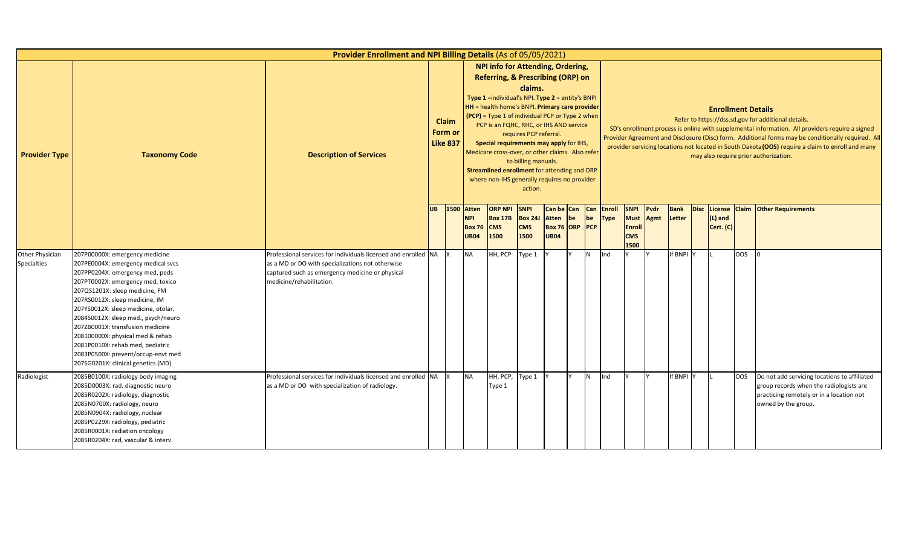| Provider Enrollment and NPI Billing Details (As of 05/05/2021) | | | | | | | | | | | | | | | | | | | | | |
|---|---|---|---|---|---|---|---|---|---|---|---|---|---|---|---|---|---|---|---|---|---|
| **Provider Type** | **Taxonomy Code** | **Description of Services** | **Claim Form or Like 837** | | **NPI info for Attending, Ordering, Referring, & Prescribing (ORP) on claims.** **Type 1** =individual's NPI. **Type 2** = entity's BNPI **HH** = health home's BNPI. **Primary care provider (PCP)** = Type 1 of individual PCP or Type 2 when PCP is an FQHC, RHC, or IHS AND service requires PCP referral. **Special requirements may apply** for IHS, Medicare cross-over, or other claims. Also refer to billing manuals. **Streamlined enrollment** for attending and ORP where non-IHS generally requires no provider action. | | | | | | **Enrollment Details** Refer to https://dss.sd.gov for additional details. SD's enrollment process is online with supplemental information. All providers require a signed Provider Agreement and Disclosure (Disc) form. Additional forms may be conditionally required. All provider servicing locations not located in South Dakota **(OOS)** require a claim to enroll and many may also require prior authorization. | | | | | | | | | |
| | | | **UB** | **1500** | **Atten NPI Box 76 UB04** | **ORP NPI Box 17B CMS 1500** | **SNPI Box 24J CMS 1500** | **Can be Atten Box 76 UB04** | **Can be ORP** | **Can be PCP** | **Enroll Type** | **SNPI Must Enroll CMS 1500** | **Pvdr Agmt** | **Bank Letter** | **Disc** | **License (L) and Cert. (C)** | **Claim** | **Other Requirements** |
| Other Physician Specialties | 207P00000X: emergency medicine<br>207PE0004X: emergency medical svcs<br>207PP0204X: emergency med, peds<br>207PT0002X: emergency med, toxico<br>207QS1201X: sleep medicine, FM<br>207RS0012X: sleep medicine, IM<br>207YS0012X: sleep medicine, otolar.<br>2084S0012X: sleep med., psych/neuro<br>207ZB0001X: transfusion medicine<br>208100000X: physical med & rehab<br>2081P0010X: rehab med, pediatric<br>2083P0500X: prevent/occup-envt med<br>207SG0201X: clinical genetics (MD) | Professional services for individuals licensed and enrolled as a MD or DO with specializations not otherwise captured such as emergency medicine or physical medicine/rehabilitation. | NA | X | NA | HH, PCP | Type 1 | Y | Y | N | Ind | Y | Y | If BNPI | Y | L | OOS | 0 |
| Radiologist | 2085B0100X: radiology body imaging<br>2085D0003X: rad. diagnostic neuro<br>2085R0202X: radiology, diagnostic<br>2085N0700X: radiology, neuro<br>2085N0904X: radiology, nuclear<br>2085P0229X: radiology, pediatric<br>2085R0001X: radiation oncology<br>2085R0204X: rad, vascular & interv. | Professional services for individuals licensed and enrolled as a MD or DO with specialization of radiology. | NA | X | NA | HH, PCP, Type 1 | Type 1 | Y | Y | N | Ind | Y | Y | If BNPI | Y | L | OOS | Do not add servicing locations to affiliated group records when the radiologists are practicing remotely or in a location not owned by the group. |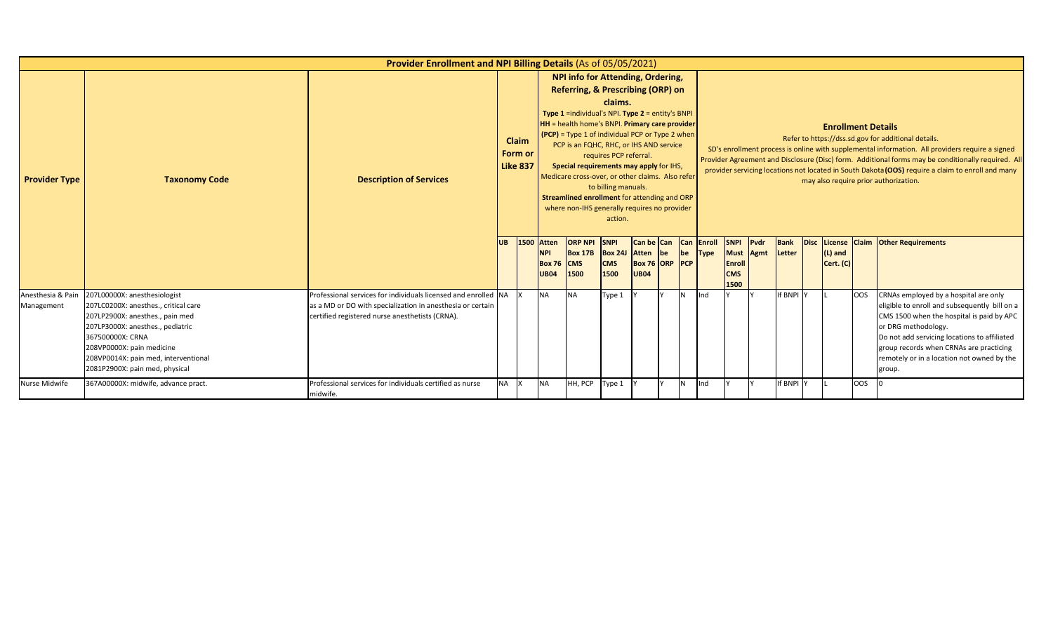**Provider Enrollment and NPI Billing Details** (As of 05/05/2021)

| Provider Type | Taxonomy Code | Description of Services | Claim Form or Like 837 | | NPI info for Attending, Ordering, Referring, & Prescribing (ORP) on claims. **Type 1** =individual's NPI. **Type 2** = entity's BNPI **HH** = health home's BNPI. **Primary care provider (PCP)** = Type 1 of individual PCP or Type 2 when PCP is an FQHC, RHC, or IHS AND service requires PCP referral. **Special requirements may apply** for IHS, Medicare cross-over, or other claims. Also refer to billing manuals. **Streamlined enrollment** for attending and ORP where non-IHS generally requires no provider action. | | | | | | **Enrollment Details** Refer to https://dss.sd.gov for additional details. SD's enrollment process is online with supplemental information. All providers require a signed Provider Agreement and Disclosure (Disc) form. Additional forms may be conditionally required. All provider servicing locations not located in South Dakota **(OOS)** require a claim to enroll and many may also require prior authorization. | | | | | | | |
|---|---|---|---|---|---|---|---|---|---|---|---|---|---|---|---|---|---|---|
| | | | **UB** | **1500** | **Atten NPI Box 76 UB04** | **ORP NPI Box 17B CMS 1500** | **SNPI Box 24J CMS 1500** | **Can be Atten Box 76 UB04** | **Can be ORP** | **Can be PCP** | **Enroll Type** | **SNPI Must Enroll CMS 1500** | **Pvdr Agmt** | **Bank Letter** | **Disc** | **License (L) and Cert. (C)** | **Claim** | **Other Requirements** |
| Anesthesia & Pain Management | 207L00000X: anesthesiologist<br>207LC0200X: anesthes., critical care<br>207LP2900X: anesthes., pain med<br>207LP3000X: anesthes., pediatric<br>367500000X: CRNA<br>208VP0000X: pain medicine<br>208VP0014X: pain med, interventional<br>2081P2900X: pain med, physical | Professional services for individuals licensed and enrolled as a MD or DO with specialization in anesthesia or certain certified registered nurse anesthetists (CRNA). | NA | X | NA | NA | Type 1 | Y | Y | N | Ind | Y | Y | If BNPI | Y | L | OOS | CRNAs employed by a hospital are only eligible to enroll and subsequently bill on a CMS 1500 when the hospital is paid by APC or DRG methodology.<br>Do not add servicing locations to affiliated group records when CRNAs are practicing remotely or in a location not owned by the group. |
| Nurse Midwife | 367A00000X: midwife, advance pract. | Professional services for individuals certified as nurse midwife. | NA | X | NA | HH, PCP | Type 1 | Y | Y | N | Ind | Y | Y | If BNPI | Y | L | OOS | 0 |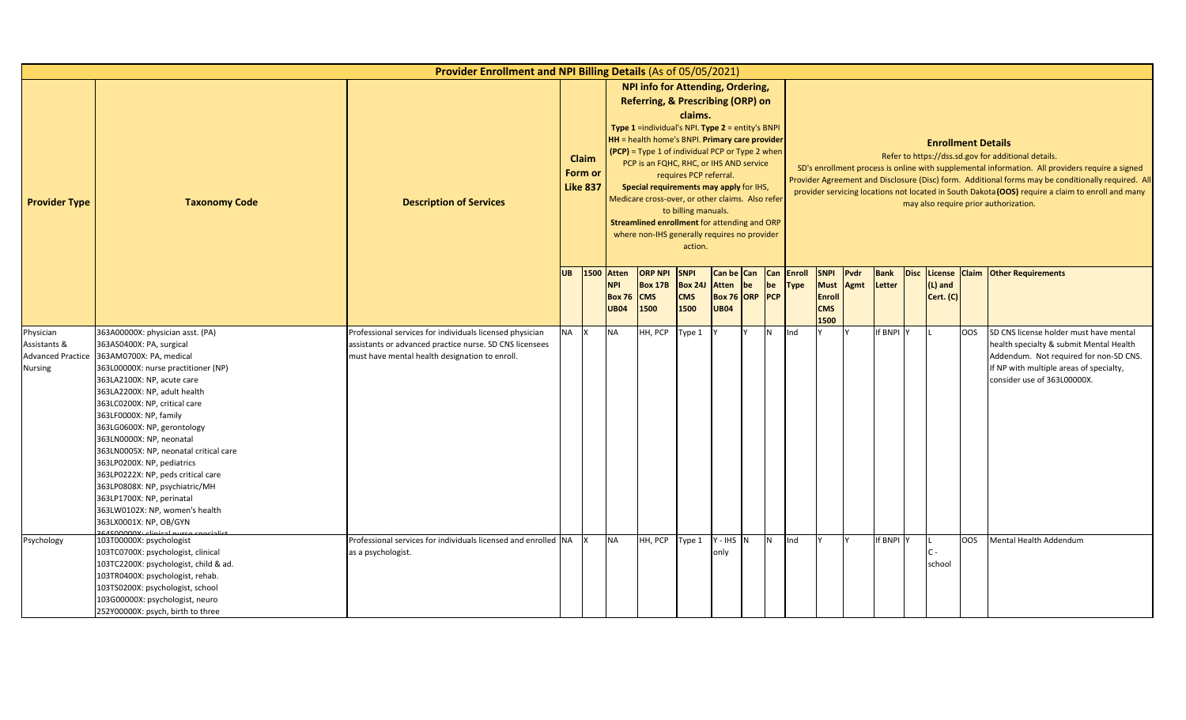| Provider Enrollment and NPI Billing Details (As of 05/05/2021) | | | | | | | | | | | | | | | | | | | | |
|---|---|---|---|---|---|---|---|---|---|---|---|---|---|---|---|---|---|---|---|---|
| **Provider Type** | **Taxonomy Code** | **Description of Services** | **Claim Form or Like 837** | | **NPI info for Attending, Ordering, Referring, & Prescribing (ORP) on claims.** **Type 1** =individual's NPI. **Type 2** = entity's BNPI **HH** = health home's BNPI. **Primary care provider (PCP)** = Type 1 of individual PCP or Type 2 when PCP is an FQHC, RHC, or IHS AND service requires PCP referral. **Special requirements may apply** for IHS, Medicare cross-over, or other claims. Also refer to billing manuals. **Streamlined enrollment** for attending and ORP where non-IHS generally requires no provider action. | | | | | | **Enrollment Details** Refer to https://dss.sd.gov for additional details. SD's enrollment process is online with supplemental information. All providers require a signed Provider Agreement and Disclosure (Disc) form. Additional forms may be conditionally required. All provider servicing locations not located in South Dakota **(OOS)** require a claim to enroll and many may also require prior authorization. | | | | | | | | |
| | | | UB | 1500 | Atten NPI Box 76 UB04 | ORP NPI Box 17B CMS 1500 | SNPI Box 24J CMS 1500 | Can be Atten Box 76 UB04 | Can be ORP | Can be PCP | Enroll Type | SNPI Must Enroll CMS 1500 | Pvdr Agmt | Bank Letter | Disc | License (L) and Cert. (C) | Claim | Other Requirements |
| Physician Assistants & Advanced Practice Nursing | 363A00000X: physician asst. (PA)<br>363AS0400X: PA, surgical<br>363AM0700X: PA, medical<br>363L00000X: nurse practitioner (NP)<br>363LA2100X: NP, acute care<br>363LA2200X: NP, adult health<br>363LC0200X: NP, critical care<br>363LF0000X: NP, family<br>363LG0600X: NP, gerontology<br>363LN0000X: NP, neonatal<br>363LN0005X: NP, neonatal critical care<br>363LP0200X: NP, pediatrics<br>363LP0222X: NP, peds critical care<br>363LP0808X: NP, psychiatric/MH<br>363LP1700X: NP, perinatal<br>363LW0102X: NP, women's health<br>363LX0001X: NP, OB/GYN<br>364S00000X: clinical nurse specialist | Professional services for individuals licensed physician assistants or advanced practice nurse. SD CNS licensees must have mental health designation to enroll. | NA | X | NA | HH, PCP | Type 1 | Y | Y | N | Ind | Y | Y | If BNPI | Y | L | OOS | SD CNS license holder must have mental health specialty & submit Mental Health Addendum. Not required for non-SD CNS. If NP with multiple areas of specialty, consider use of 363L00000X. |
| Psychology | 103T00000X: psychologist<br>103TC0700X: psychologist, clinical<br>103TC2200X: psychologist, child & ad.<br>103TR0400X: psychologist, rehab.<br>103TS0200X: psychologist, school<br>103G00000X: psychologist, neuro<br>252Y00000X: psych, birth to three | Professional services for individuals licensed and enrolled as a psychologist. | NA | X | NA | HH, PCP | Type 1 | Y - IHS only | N | N | Ind | Y | Y | If BNPI | Y | L<br>C - school | OOS | Mental Health Addendum |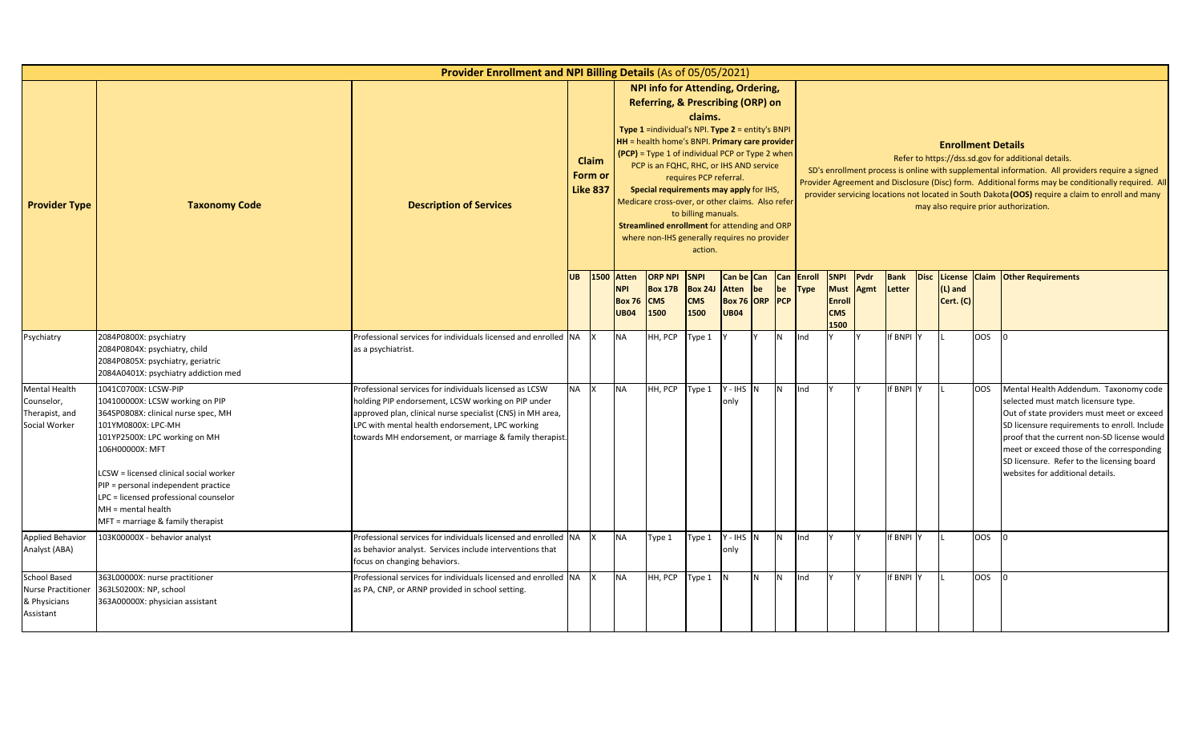# Provider Enrollment and NPI Billing Details (As of 05/05/2021)

| Provider Type | Taxonomy Code | Description of Services | Claim Form or Like 837 | | NPI info for Attending, Ordering, Referring, & Prescribing (ORP) on claims. Type 1 =individual's NPI. Type 2 = entity's BNPI HH = health home's BNPI. Primary care provider (PCP) = Type 1 of individual PCP or Type 2 when PCP is an FQHC, RHC, or IHS AND service requires PCP referral. Special requirements may apply for IHS, Medicare cross-over, or other claims. Also refer to billing manuals. Streamlined enrollment for attending and ORP where non-IHS generally requires no provider action. | | | | | | Enrollment Details Refer to https://dss.sd.gov for additional details. SD's enrollment process is online with supplemental information. All providers require a signed Provider Agreement and Disclosure (Disc) form. Additional forms may be conditionally required. All provider servicing locations not located in South Dakota (OOS) require a claim to enroll and many may also require prior authorization. | | | | | | | |
|---|---|---|---|---|---|---|---|---|---|---|---|---|---|---|---|---|---|---|
| | | | UB | 1500 | Atten NPI Box 76 UB04 | ORP NPI Box 17B CMS 1500 | SNPI Box 24J CMS 1500 | Can be Atten Box 76 UB04 | Can be ORP | Can be PCP | Enroll Type | SNPI Must Enroll CMS 1500 | Pvdr Agmt | Bank Letter | Disc | License (L) and Cert. (C) | Claim | Other Requirements |
| Psychiatry | 2084P0800X: psychiatry<br>2084P0804X: psychiatry, child<br>2084P0805X: psychiatry, geriatric<br>2084A0401X: psychiatry addiction med | Professional services for individuals licensed and enrolled as a psychiatrist. | NA | X | NA | HH, PCP | Type 1 | Y | Y | N | Ind | Y | Y | If BNPI | Y | L | OOS | 0 |
| Mental Health Counselor, Therapist, and Social Worker | 1041C0700X: LCSW-PIP<br>104100000X: LCSW working on PIP<br>364SP0808X: clinical nurse spec, MH<br>101YM0800X: LPC-MH<br>101YP2500X: LPC working on MH<br>106H00000X: MFT<br><br>LCSW = licensed clinical social worker<br>PIP = personal independent practice<br>LPC = licensed professional counselor<br>MH = mental health<br>MFT = marriage & family therapist | Professional services for individuals licensed as LCSW holding PIP endorsement, LCSW working on PIP under approved plan, clinical nurse specialist (CNS) in MH area, LPC with mental health endorsement, LPC working towards MH endorsement, or marriage & family therapist. | NA | X | NA | HH, PCP | Type 1 | Y - IHS only | N | N | Ind | Y | Y | If BNPI | Y | L | OOS | Mental Health Addendum. Taxonomy code selected must match licensure type. Out of state providers must meet or exceed SD licensure requirements to enroll. Include proof that the current non-SD license would meet or exceed those of the corresponding SD licensure. Refer to the licensing board websites for additional details. |
| Applied Behavior Analyst (ABA) | 103K00000X - behavior analyst | Professional services for individuals licensed and enrolled as behavior analyst. Services include interventions that focus on changing behaviors. | NA | X | NA | Type 1 | Type 1 | Y - IHS only | N | N | Ind | Y | Y | If BNPI | Y | L | OOS | 0 |
| School Based Nurse Practitioner & Physicians Assistant | 363L00000X: nurse practitioner<br>363LS0200X: NP, school<br>363A00000X: physician assistant | Professional services for individuals licensed and enrolled as PA, CNP, or ARNP provided in school setting. | NA | X | NA | HH, PCP | Type 1 | N | N | N | Ind | Y | Y | If BNPI | Y | L | OOS | 0 |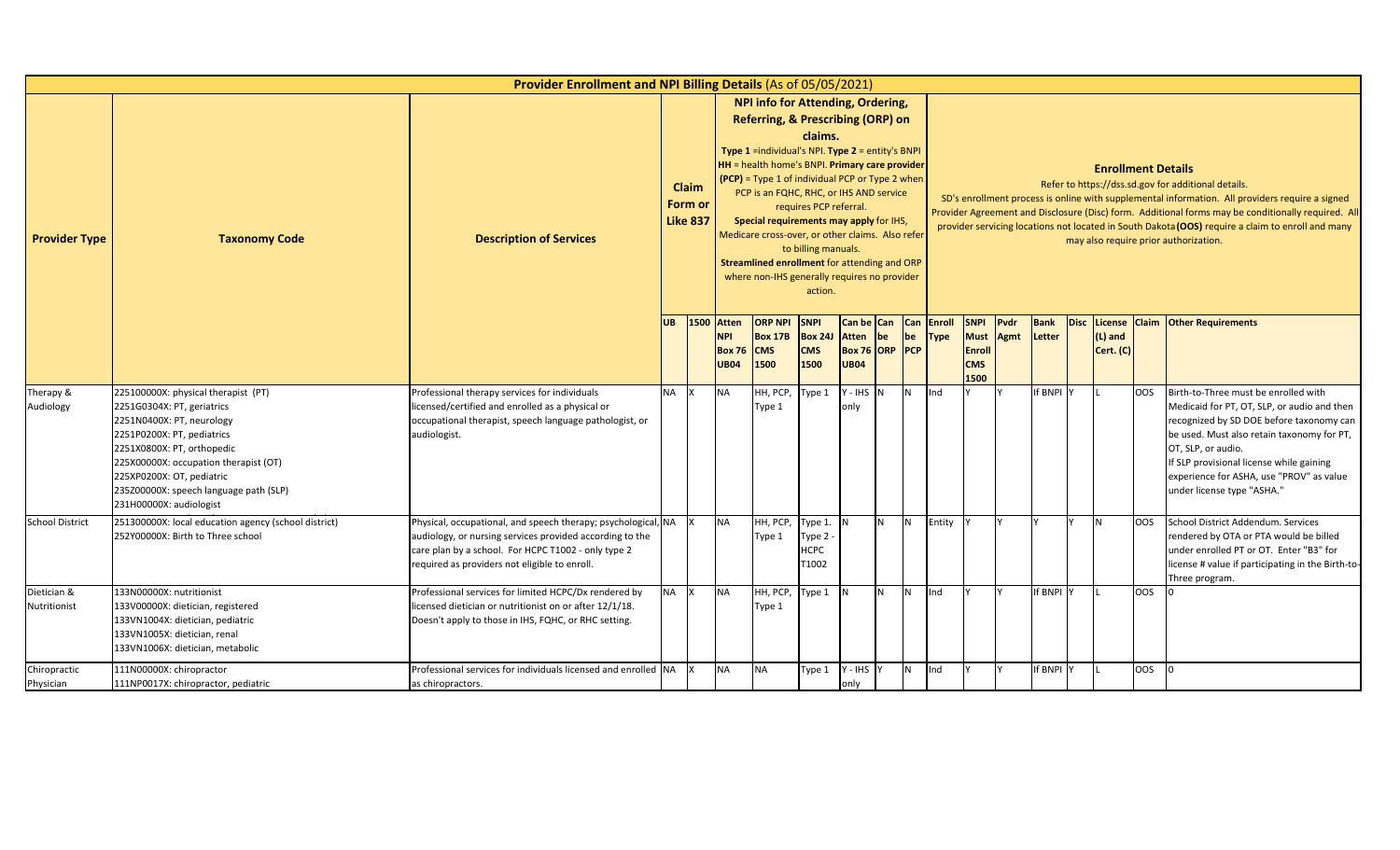| Provider Enrollment and NPI Billing Details (As of 05/05/2021) | | | | | | | | | | | | | | | | | | | | |
|---|---|---|---|---|---|---|---|---|---|---|---|---|---|---|---|---|---|---|---|---|
| **Provider Type** | **Taxonomy Code** | **Description of Services** | **Claim Form or Like 837** | | **NPI info for Attending, Ordering, Referring, & Prescribing (ORP) on claims.** **Type 1** =individual's NPI. **Type 2** = entity's BNPI **HH** = health home's BNPI. **Primary care provider (PCP)** = Type 1 of individual PCP or Type 2 when PCP is an FQHC, RHC, or IHS AND service requires PCP referral. **Special requirements may apply** for IHS, Medicare cross-over, or other claims. Also refer to billing manuals. **Streamlined enrollment** for attending and ORP where non-IHS generally requires no provider action. | | | | | | **Enrollment Details** Refer to https://dss.sd.gov for additional details. SD's enrollment process is online with supplemental information. All providers require a signed Provider Agreement and Disclosure (Disc) form. Additional forms may be conditionally required. All provider servicing locations not located in South Dakota **(OOS)** require a claim to enroll and many may also require prior authorization. | | | | | | | | | |
| | | | **UB** | **1500** | **Atten NPI Box 76 UB04** | **ORP NPI Box 17B CMS 1500** | **SNPI Box 24J CMS 1500** | **Can be Atten Box 76 UB04** | **Can be ORP** | **Can be PCP** | **Enroll Type** | **SNPI Must Enroll CMS 1500** | **Pvdr Agmt** | **Bank Letter** | **Disc** | **License (L) and Cert. (C)** | **Claim** | **Other Requirements** |
| Therapy & Audiology | 225100000X: physical therapist (PT)<br>2251G0304X: PT, geriatrics<br>2251N0400X: PT, neurology<br>2251P0200X: PT, pediatrics<br>2251X0800X: PT, orthopedic<br>225X00000X: occupation therapist (OT)<br>225XP0200X: OT, pediatric<br>235Z00000X: speech language path (SLP)<br>231H00000X: audiologist | Professional therapy services for individuals licensed/certified and enrolled as a physical or occupational therapist, speech language pathologist, or audiologist. | NA | X | NA | HH, PCP, Type 1 | Type 1 | Y - IHS only | N | N | Ind | Y | Y | If BNPI | Y | L | OOS | Birth-to-Three must be enrolled with Medicaid for PT, OT, SLP, or audio and then recognized by SD DOE before taxonomy can be used. Must also retain taxonomy for PT, OT, SLP, or audio.<br>If SLP provisional license while gaining experience for ASHA, use "PROV" as value under license type "ASHA." |
| School District | 251300000X: local education agency (school district)<br>252Y00000X: Birth to Three school | Physical, occupational, and speech therapy; psychological, audiology, or nursing services provided according to the care plan by a school. For HCPC T1002 - only type 2 required as providers not eligible to enroll. | NA | X | NA | HH, PCP, Type 1 | Type 1. Type 2 - HCPC T1002 | N | N | N | Entity | Y | Y | Y | Y | N | OOS | School District Addendum. Services rendered by OTA or PTA would be billed under enrolled PT or OT. Enter "B3" for license # value if participating in the Birth-to-Three program. |
| Dietician & Nutritionist | 133N00000X: nutritionist<br>133V00000X: dietician, registered<br>133VN1004X: dietician, pediatric<br>133VN1005X: dietician, renal<br>133VN1006X: dietician, metabolic | Professional services for limited HCPC/Dx rendered by licensed dietician or nutritionist on or after 12/1/18. Doesn't apply to those in IHS, FQHC, or RHC setting. | NA | X | NA | HH, PCP, Type 1 | Type 1 | N | N | N | Ind | Y | Y | If BNPI | Y | L | OOS | 0 |
| Chiropractic Physician | 111N00000X: chiropractor<br>111NP0017X: chiropractor, pediatric | Professional services for individuals licensed and enrolled as chiropractors. | NA | X | NA | NA | Type 1 | Y - IHS only | Y | N | Ind | Y | Y | If BNPI | Y | L | OOS | 0 |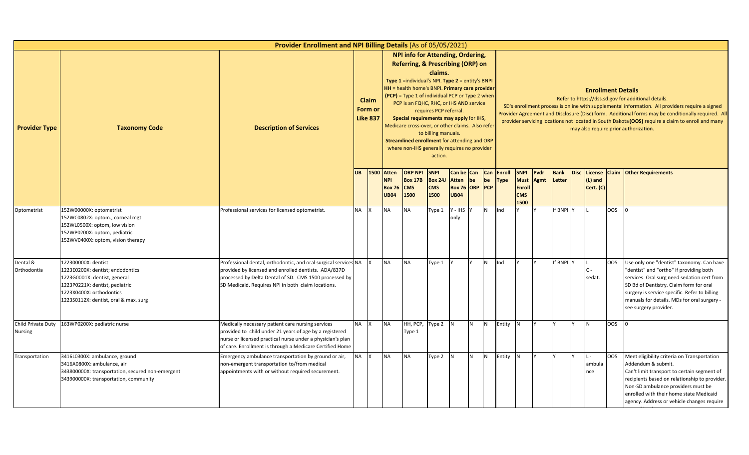| Provider Enrollment and NPI Billing Details (As of 05/05/2021) | | | | | | | | | | | | | | | | | | | | |
|---|---|---|---|---|---|---|---|---|---|---|---|---|---|---|---|---|---|---|---|---|
| Provider Type | Taxonomy Code | Description of Services | Claim Form or Like 837 | | NPI info for Attending, Ordering, Referring, & Prescribing (ORP) on claims. Type 1 =individual's NPI. Type 2 = entity's BNPI HH = health home's BNPI. Primary care provider (PCP) = Type 1 of individual PCP or Type 2 when PCP is an FQHC, RHC, or IHS AND service requires PCP referral. Special requirements may apply for IHS, Medicare cross-over, or other claims. Also refer to billing manuals. Streamlined enrollment for attending and ORP where non-IHS generally requires no provider action. | | | | | | Enrollment Details Refer to https://dss.sd.gov for additional details. SD's enrollment process is online with supplemental information. All providers require a signed Provider Agreement and Disclosure (Disc) form. Additional forms may be conditionally required. All provider servicing locations not located in South Dakota (OOS) require a claim to enroll and many may also require prior authorization. | | | | | | | | |
| | | | UB | 1500 | Atten NPI Box 76 UB04 | ORP NPI Box 17B CMS 1500 | SNPI Box 24J CMS 1500 | Can be Atten Box 76 UB04 | Can be ORP | Can be PCP | Enroll Type | SNPI Must Enroll CMS 1500 | Pvdr Agmt | Bank Letter | Disc | License (L) and Cert. (C) | Claim | Other Requirements |
| Optometrist | 152W00000X: optometrist<br>152WC0802X: optom., corneal mgt<br>152WL0500X: optom, low vision<br>152WP0200X: optom, pediatric<br>152WV0400X: optom, vision therapy | Professional services for licensed optometrist. | NA | X | NA | NA | Type 1 | Y - IHS only | Y | N | Ind | Y | Y | If BNPI | Y | L | OOS | 0 |
| Dental & Orthodontia | 122300000X: dentist<br>1223E0200X: dentist; endodontics<br>1223G0001X: dentist, general<br>1223P0221X: dentist, pediatric<br>1223X0400X: orthodontics<br>1223S0112X: dentist, oral & max. surg | Professional dental, orthodontic, and oral surgical services provided by licensed and enrolled dentists. ADA/837D processed by Delta Dental of SD. CMS 1500 processed by SD Medicaid. Requires NPI in both claim locations. | NA | X | NA | NA | Type 1 | Y | Y | N | Ind | Y | Y | If BNPI | Y | L<br>C - sedat. | OOS | Use only one "dentist" taxonomy. Can have "dentist" and "ortho" if providing both services. Oral surg need sedation cert from SD Bd of Dentistry. Claim form for oral surgery is service specific. Refer to billing manuals for details. MDs for oral surgery - see surgery provider. |
| Child Private Duty Nursing | 163WP0200X: pediatric nurse | Medically necessary patient care nursing services provided to child under 21 years of age by a registered nurse or licensed practical nurse under a physician's plan of care. Enrollment is through a Medicare Certified Home | NA | X | NA | HH, PCP, Type 1 | Type 2 | N | N | N | Entity | N | Y | Y | Y | N | OOS | 0 |
| Transportation | 3416L0300X: ambulance, ground<br>3416A0800X: ambulance, air<br>343800000X: transportation, secured non-emergent<br>343900000X: transportation, community | Emergency ambulance transportation by ground or air, non-emergent transportation to/from medical appointments with or without required securement. | NA | X | NA | NA | Type 2 | N | N | N | Entity | N | Y | Y | Y | L - ambulance | OOS | Meet eligibility criteria on Transportation Addendum & submit. Can't limit transport to certain segment of recipients based on relationship to provider. Non-SD ambulance providers must be enrolled with their home state Medicaid agency. Address or vehicle changes require |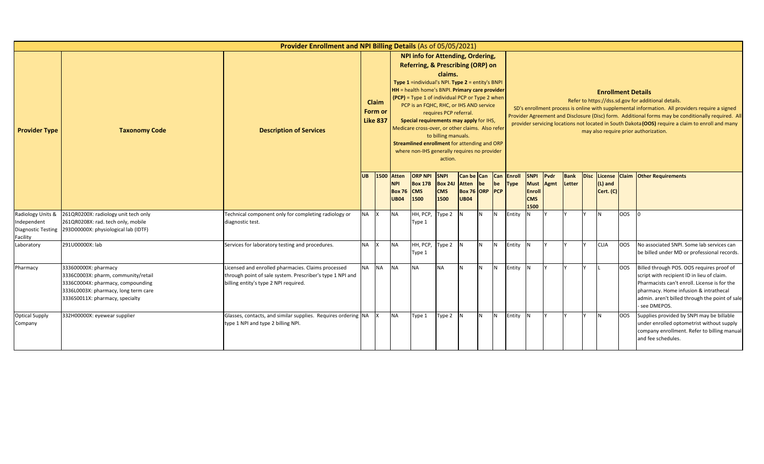| Provider Enrollment and NPI Billing Details (As of 05/05/2021) | | | | | | | | | | | | | | | | | | | | |
|---|---|---|---|---|---|---|---|---|---|---|---|---|---|---|---|---|---|---|---|---|
| **Provider Type** | **Taxonomy Code** | **Description of Services** | **Claim Form or Like 837** | | **NPI info for Attending, Ordering, Referring, & Prescribing (ORP) on claims.** Type 1 =individual's NPI. Type 2 = entity's BNPI HH = health home's BNPI. Primary care provider (PCP) = Type 1 of individual PCP or Type 2 when PCP is an FQHC, RHC, or IHS AND service requires PCP referral. Special requirements may apply for IHS, Medicare cross-over, or other claims. Also refer to billing manuals. Streamlined enrollment for attending and ORP where non-IHS generally requires no provider action. | | | | | | **Enrollment Details** Refer to https://dss.sd.gov for additional details. SD's enrollment process is online with supplemental information. All providers require a signed Provider Agreement and Disclosure (Disc) form. Additional forms may be conditionally required. All provider servicing locations not located in South Dakota **(OOS)** require a claim to enroll and many may also require prior authorization. | | | | | | | | |
| | | | **UB** | **1500** | **Atten NPI Box 76 UB04** | **ORP NPI Box 17B CMS 1500** | **SNPI Box 24J CMS 1500** | **Can be Atten Box 76 UB04** | **Can be ORP** | **Can be PCP** | **Enroll Type** | **SNPI Must Enroll CMS 1500** | **Pvdr Agmt** | **Bank Letter** | **Disc** | **License (L) and Cert. (C)** | **Claim** | **Other Requirements** |
| Radiology Units & Independent Diagnostic Testing Facility | 261QR0200X: radiology unit tech only<br>261QR0208X: rad. tech only, mobile<br>293D00000X: physiological lab (IDTF) | Technical component only for completing radiology or diagnostic test. | NA | X | NA | HH, PCP, Type 1 | Type 2 | N | N | N | Entity | N | Y | Y | Y | N | OOS | 0 |
| Laboratory | 291U00000X: lab | Services for laboratory testing and procedures. | NA | X | NA | HH, PCP, Type 1 | Type 2 | N | N | N | Entity | N | Y | Y | Y | CLIA | OOS | No associated SNPI. Some lab services can be billed under MD or professional records. |
| Pharmacy | 333600000X: pharmacy<br>3336C0003X: pharm, community/retail<br>3336C0004X: pharmacy, compounding<br>3336L0003X: pharmacy, long term care<br>3336S0011X: pharmacy, specialty | Licensed and enrolled pharmacies. Claims processed through point of sale system. Prescriber's type 1 NPI and billing entity's type 2 NPI required. | NA | NA | NA | NA | NA | N | N | N | Entity | N | Y | Y | Y | L | OOS | Billed through POS. OOS requires proof of script with recipient ID in lieu of claim. Pharmacists can't enroll. License is for the pharmacy. Home infusion & intrathecal admin. aren't billed through the point of sale - see DMEPOS. |
| Optical Supply Company | 332H00000X: eyewear supplier | Glasses, contacts, and similar supplies. Requires ordering type 1 NPI and type 2 billing NPI. | NA | X | NA | Type 1 | Type 2 | N | N | N | Entity | N | Y | Y | Y | N | OOS | Supplies provided by SNPI may be billable under enrolled optometrist without supply company enrollment. Refer to billing manual and fee schedules. |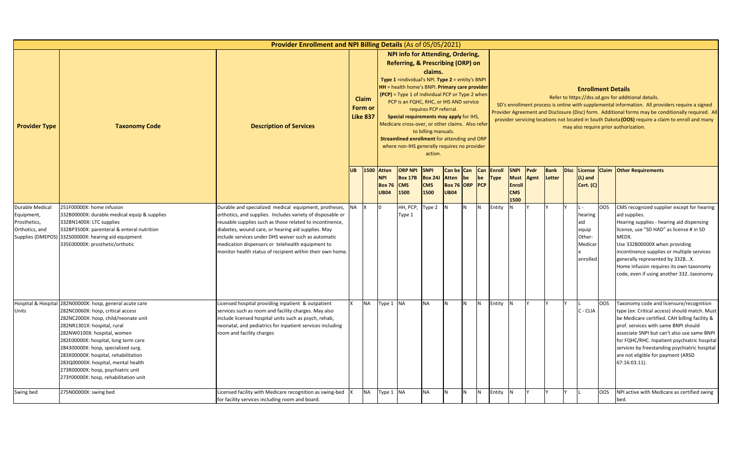| Provider Enrollment and NPI Billing Details (As of 05/05/2021) | | | | | | | | | | | | | | | | | | | | |
|---|---|---|---|---|---|---|---|---|---|---|---|---|---|---|---|---|---|---|---|---|
| Provider Type | Taxonomy Code | Description of Services | Claim Form or Like 837 | | NPI info for Attending, Ordering, Referring, & Prescribing (ORP) on claims. Type 1 =individual's NPI. Type 2 = entity's BNPI HH = health home's BNPI. Primary care provider (PCP) = Type 1 of individual PCP or Type 2 when PCP is an FQHC, RHC, or IHS AND service requires PCP referral. Special requirements may apply for IHS, Medicare cross-over, or other claims. Also refer to billing manuals. Streamlined enrollment for attending and ORP where non-IHS generally requires no provider action. | | | | | | Enrollment Details Refer to https://dss.sd.gov for additional details. SD's enrollment process is online with supplemental information. All providers require a signed Provider Agreement and Disclosure (Disc) form. Additional forms may be conditionally required. All provider servicing locations not located in South Dakota (OOS) require a claim to enroll and many may also require prior authorization. | | | | | | | | |
| | | | UB | 1500 | Atten NPI Box 76 UB04 | ORP NPI Box 17B CMS 1500 | SNPI Box 24J CMS 1500 | Can be Atten Box 76 UB04 | Can be ORP | Can be PCP | Enroll Type | SNPI Must Enroll CMS 1500 | Pvdr Agmt | Bank Letter | Disc | License (L) and Cert. (C) | Claim | Other Requirements |
| Durable Medical Equipment, Prosthetics, Orthotics, and Supplies (DMEPOS) | 251F00000X: home infusion<br>332B00000X: durable medical equip & supplies<br>332BN1400X: LTC supplies<br>332BP3500X: parenteral & enteral nutrition<br>332S00000X: hearing aid equipment<br>335E00000X: prosthetic/orthotic | Durable and specialized medical equipment, protheses, orthotics, and supplies. Includes variety of disposable or reusable supplies such as those related to incontinence, diabetes, wound care, or hearing aid supplies. May include services under DHS waiver such as automatic medication dispensers or telehealth equipment to monitor health status of recipient within their own home. | NA | X | 0 | HH, PCP, Type 1 | Type 2 | N | N | N | Entity | N | Y | Y | Y | L - hearing aid equip Other: Medicare enrolled | OOS | CMS recognized supplier except for hearing aid supplies.<br>Hearing supplies - hearing aid dispensing license, use "SD HAD" as license # in SD MEDX.<br>Use 332B00000X when providing incontinence supplies or multiple services generally represented by 332B...X.<br>Home infusion requires its own taxonomy code, even if using another 332..taxonomy. |
| Hospital & Hospital Units | 282N00000X: hosp, general acute care<br>282NC0060X: hosp, critical access<br>282NC2000X: hosp, child/neonate unit<br>282NR1301X: hospital, rural<br>282NW0100X: hospital, women<br>282E00000X: hosp, long term care<br>284300000X: hosp, specialized surg.<br>283X00000X: hospital, rehabilitation<br>283Q00000X: hospital, mental health<br>273R00000X: hosp, psychiatric unit<br>273Y00000X: hosp, rehabilitation unit | Licensed hospital providing inpatient & outpatient services such as room and facility charges. May also include licensed hospital units such as psych, rehab, neonatal, and pediatrics for inpatient services including room and facility charges | X | NA | Type 1 | NA | NA | N | N | N | Entity | N | Y | Y | Y | L<br>C - CLIA | OOS | Taxonomy code and licensure/recognition type (ex: Critical access) should match. Must be Medicare certified. CAH billing facility & prof. services with same BNPI should associate SNPI but can't also use same BNPI for FQHC/RHC. Inpatient psychiatric hospital services by freestanding psychiatric hospital are not eligible for payment (ARSD 67:16:03.11). |
| Swing bed | 275N00000X: swing bed | Licensed facility with Medicare recognition as swing-bed for facility services including room and board. | X | NA | Type 1 | NA | NA | N | N | N | Entity | N | Y | Y | Y | L | OOS | NPI active with Medicare as certified swing bed. |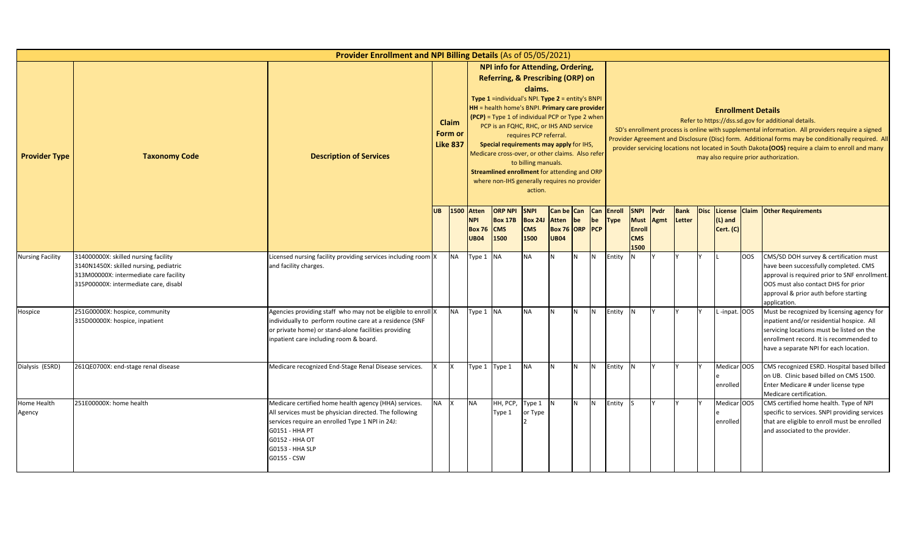# Provider Enrollment and NPI Billing Details (As of 05/05/2021)

| Provider Type | Taxonomy Code | Description of Services | Claim Form or Like 837 | | NPI info for Attending, Ordering, Referring, & Prescribing (ORP) on claims. **Type 1** =individual's NPI. **Type 2** = entity's BNPI **HH** = health home's BNPI. **Primary care provider (PCP)** = Type 1 of individual PCP or Type 2 when PCP is an FQHC, RHC, or IHS AND service requires PCP referral. **Special requirements may apply** for IHS, Medicare cross-over, or other claims. Also refer to billing manuals. **Streamlined enrollment** for attending and ORP where non-IHS generally requires no provider action. | | | | | | **Enrollment Details** Refer to https://dss.sd.gov for additional details. SD's enrollment process is online with supplemental information. All providers require a signed Provider Agreement and Disclosure (Disc) form. Additional forms may be conditionally required. All provider servicing locations not located in South Dakota **(OOS)** require a claim to enroll and many may also require prior authorization. | | | | | | | |
|---|---|---|---|---|---|---|---|---|---|---|---|---|---|---|---|---|---|---|
| | | | UB | 1500 | Atten NPI Box 76 UB04 | ORP NPI Box 17B CMS 1500 | SNPI Box 24J CMS 1500 | Can be Atten Box 76 UB04 | Can be ORP | Can be PCP | Enroll Type | SNPI Must Enroll CMS 1500 | Pvdr Agmt | Bank Letter | Disc | License (L) and Cert. (C) | Claim | Other Requirements |
| Nursing Facility | 314000000X: skilled nursing facility<br>3140N1450X: skilled nursing, pediatric<br>313M00000X: intermediate care facility<br>315P00000X: intermediate care, disabl | Licensed nursing facility providing services including room and facility charges. | X | NA | Type 1 | NA | NA | N | N | N | Entity | N | Y | Y | Y | L | OOS | CMS/SD DOH survey & certification must have been successfully completed. CMS approval is required prior to SNF enrollment. OOS must also contact DHS for prior approval & prior auth before starting application. |
| Hospice | 251G00000X: hospice, community<br>315D00000X: hospice, inpatient | Agencies providing staff who may not be eligible to enroll individually to perform routine care at a residence (SNF or private home) or stand-alone facilities providing inpatient care including room & board. | X | NA | Type 1 | NA | NA | N | N | N | Entity | N | Y | Y | Y | L -inpat. | OOS | Must be recognized by licensing agency for inpatient and/or residential hospice. All servicing locations must be listed on the enrollment record. It is recommended to have a separate NPI for each location. |
| Dialysis (ESRD) | 261QE0700X: end-stage renal disease | Medicare recognized End-Stage Renal Disease services. | X | X | Type 1 | Type 1 | NA | N | N | N | Entity | N | Y | Y | Y | Medicare enrolled | OOS | CMS recognized ESRD. Hospital based billed on UB. Clinic based billed on CMS 1500. Enter Medicare # under license type Medicare certification. |
| Home Health Agency | 251E00000X: home health | Medicare certified home health agency (HHA) services. All services must be physician directed. The following services require an enrolled Type 1 NPI in 24J:<br>G0151 - HHA PT<br>G0152 - HHA OT<br>G0153 - HHA SLP<br>G0155 - CSW | NA | X | NA | HH, PCP, Type 1 | Type 1 or Type 2 | N | N | N | Entity | S | Y | Y | Y | Medicare enrolled | OOS | CMS certified home health. Type of NPI specific to services. SNPI providing services that are eligible to enroll must be enrolled and associated to the provider. |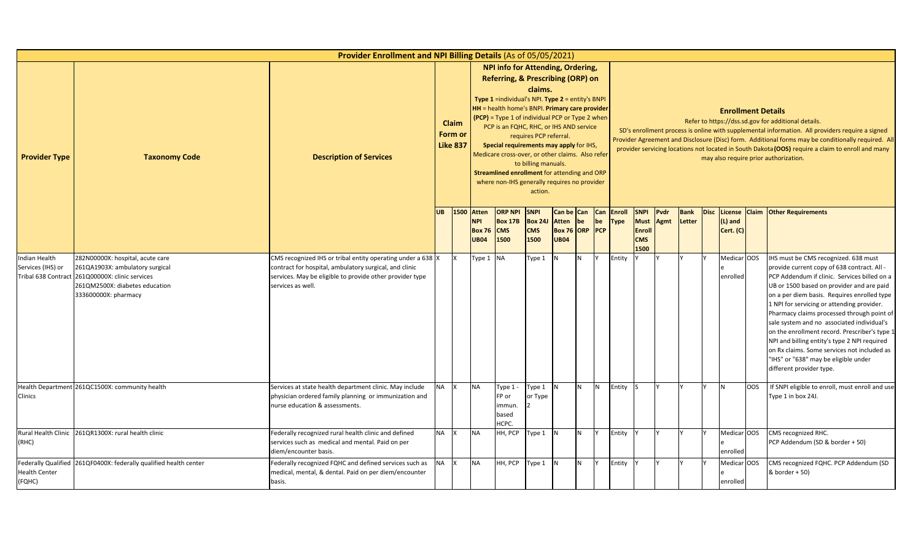# Provider Enrollment and NPI Billing Details (As of 05/05/2021)

| Provider Type | Taxonomy Code | Description of Services | Claim Form or Like 837 | | NPI info for Attending, Ordering, Referring, & Prescribing (ORP) on claims. **Type 1** =individual's NPI. **Type 2** = entity's BNPI **HH** = health home's BNPI. **Primary care provider (PCP)** = Type 1 of individual PCP or Type 2 when PCP is an FQHC, RHC, or IHS AND service requires PCP referral. **Special requirements may apply** for IHS, Medicare cross-over, or other claims. Also refer to billing manuals. **Streamlined enrollment** for attending and ORP where non-IHS generally requires no provider action. | | | | | | **Enrollment Details** Refer to https://dss.sd.gov for additional details. SD's enrollment process is online with supplemental information. All providers require a signed Provider Agreement and Disclosure (Disc) form. Additional forms may be conditionally required. All provider servicing locations not located in South Dakota **(OOS)** require a claim to enroll and many may also require prior authorization. | | | | | | | |
|---|---|---|---|---|---|---|---|---|---|---|---|---|---|---|---|---|---|---|
| | | | UB | 1500 | Atten NPI Box 76 UB04 | ORP NPI Box 17B CMS 1500 | SNPI Box 24J CMS 1500 | Can be Atten Box 76 UB04 | Can be ORP | Can be PCP | Enroll Type | SNPI Must Enroll CMS 1500 | Pvdr Agmt | Bank Letter | Disc | License (L) and Cert. (C) | Claim | Other Requirements |
| Indian Health Services (IHS) or Tribal 638 Contract | 282N00000X: hospital, acute care<br>261QA1903X: ambulatory surgical<br>261Q00000X: clinic services<br>261QM2500X: diabetes education<br>333600000X: pharmacy | CMS recognized IHS or tribal entity operating under a 638 contract for hospital, ambulatory surgical, and clinic services. May be eligible to provide other provider type services as well. | X | X | Type 1 | NA | Type 1 | N | N | Y | Entity | Y | Y | Y | Y | Medicare enrolled | OOS | IHS must be CMS recognized. 638 must provide current copy of 638 contract. All - PCP Addendum if clinic. Services billed on a UB or 1500 based on provider and are paid on a per diem basis. Requires enrolled type 1 NPI for servicing or attending provider. Pharmacy claims processed through point of sale system and no associated individual's on the enrollment record. Prescriber's type 1 NPI and billing entity's type 2 NPI required on Rx claims. Some services not included as "IHS" or "638" may be eligible under different provider type. |
| Health Department Clinics | 261QC1500X: community health | Services at state health department clinic. May include physician ordered family planning or immunization and nurse education & assessments. | NA | X | NA | Type 1 - FP or immun. based HCPC. | Type 1 or Type 2 | N | N | N | Entity | S | Y | Y | Y | N | OOS | If SNPI eligible to enroll, must enroll and use Type 1 in box 24J. |
| Rural Health Clinic (RHC) | 261QR1300X: rural health clinic | Federally recognized rural health clinic and defined services such as medical and mental. Paid on per diem/encounter basis. | NA | X | NA | HH, PCP | Type 1 | N | N | Y | Entity | Y | Y | Y | Y | Medicare enrolled | OOS | CMS recognized RHC.<br>PCP Addendum (SD & border + 50) |
| Federally Qualified Health Center (FQHC) | 261QF0400X: federally qualified health center | Federally recognized FQHC and defined services such as medical, mental, & dental. Paid on per diem/encounter basis. | NA | X | NA | HH, PCP | Type 1 | N | N | Y | Entity | Y | Y | Y | Y | Medicare enrolled | OOS | CMS recognized FQHC. PCP Addendum (SD & border + 50) |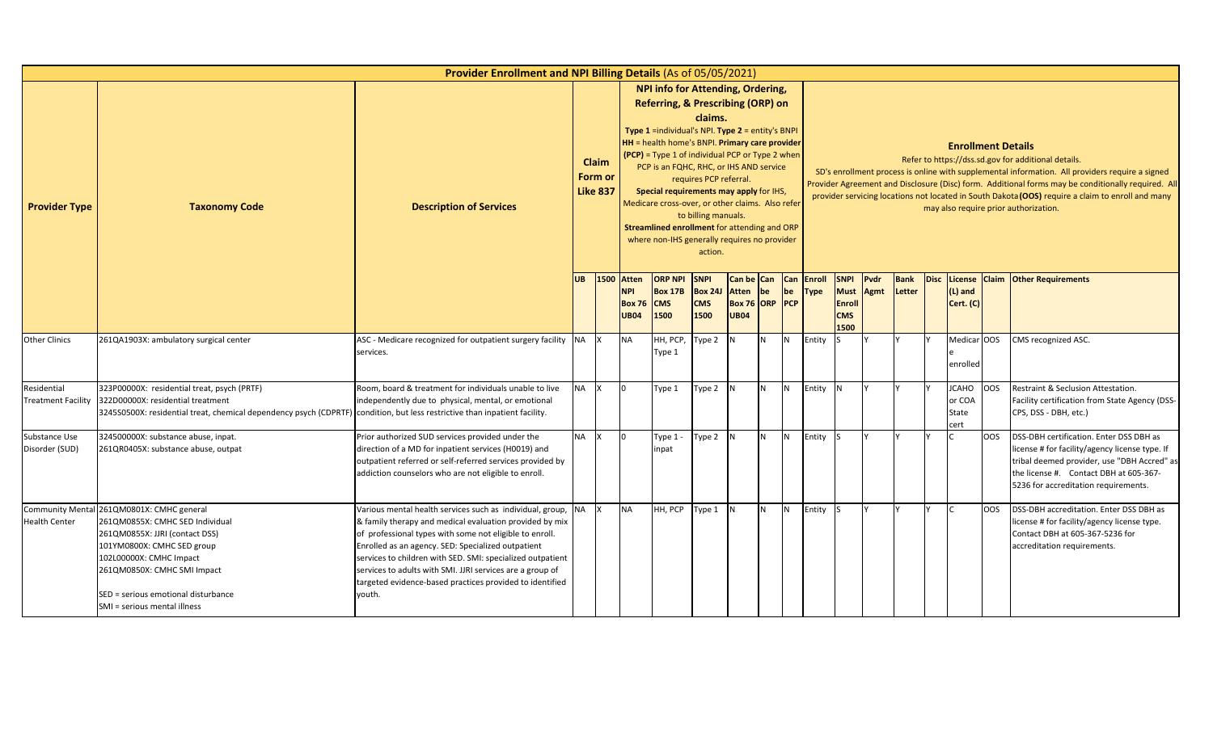# Provider Enrollment and NPI Billing Details (As of 05/05/2021)

| Provider Type | Taxonomy Code | Description of Services | Claim Form or Like 837 | | NPI info for Attending, Ordering, Referring, & Prescribing (ORP) on claims. Type 1 =individual's NPI. Type 2 = entity's BNPI HH = health home's BNPI. Primary care provider (PCP) = Type 1 of individual PCP or Type 2 when PCP is an FQHC, RHC, or IHS AND service requires PCP referral. Special requirements may apply for IHS, Medicare cross-over, or other claims. Also refer to billing manuals. Streamlined enrollment for attending and ORP where non-IHS generally requires no provider action. | | | | | | Enrollment Details Refer to https://dss.sd.gov for additional details. SD's enrollment process is online with supplemental information. All providers require a signed Provider Agreement and Disclosure (Disc) form. Additional forms may be conditionally required. All provider servicing locations not located in South Dakota (OOS) require a claim to enroll and many may also require prior authorization. | | | | | | | |
|---|---|---|---|---|---|---|---|---|---|---|---|---|---|---|---|---|---|---|
| | | | UB | 1500 | Atten NPI Box 76 UB04 | ORP NPI Box 17B CMS 1500 | SNPI Box 24J CMS 1500 | Can be Atten Box 76 UB04 | Can be ORP | Can be PCP | Enroll Type | SNPI Must Enroll CMS 1500 | Pvdr Agmt | Bank Letter | Disc | License (L) and Cert. (C) | Claim | Other Requirements |
| Other Clinics | 261QA1903X: ambulatory surgical center | ASC - Medicare recognized for outpatient surgery facility services. | NA | X | NA | HH, PCP, Type 1 | Type 2 | N | N | N | Entity | S | Y | Y | Y | Medicare enrolled | OOS | CMS recognized ASC. |
| Residential Treatment Facility | 323P00000X: residential treat, psych (PRTF)<br>322D00000X: residential treatment<br>3245S0500X: residential treat, chemical dependency psych (CDPRTF) | Room, board & treatment for individuals unable to live independently due to physical, mental, or emotional condition, but less restrictive than inpatient facility. | NA | X | 0 | Type 1 | Type 2 | N | N | N | Entity | N | Y | Y | Y | JCAHO or COA State cert | OOS | Restraint & Seclusion Attestation. Facility certification from State Agency (DSS-CPS, DSS - DBH, etc.) |
| Substance Use Disorder (SUD) | 324500000X: substance abuse, inpat.<br>261QR0405X: substance abuse, outpat | Prior authorized SUD services provided under the direction of a MD for inpatient services (H0019) and outpatient referred or self-referred services provided by addiction counselors who are not eligible to enroll. | NA | X | 0 | Type 1 - inpat | Type 2 | N | N | N | Entity | S | Y | Y | Y | C | OOS | DSS-DBH certification. Enter DSS DBH as license # for facility/agency license type. If tribal deemed provider, use "DBH Accred" as the license #. Contact DBH at 605-367-5236 for accreditation requirements. |
| Community Mental Health Center | 261QM0801X: CMHC general<br>261QM0855X: CMHC SED Individual<br>261QM0855X: JJRI (contact DSS)<br>101YM0800X: CMHC SED group<br>102L00000X: CMHC Impact<br>261QM0850X: CMHC SMI Impact<br><br>SED = serious emotional disturbance<br>SMI = serious mental illness | Various mental health services such as individual, group, & family therapy and medical evaluation provided by mix of professional types with some not eligible to enroll. Enrolled as an agency. SED: Specialized outpatient services to children with SED. SMI: specialized outpatient services to adults with SMI. JJRI services are a group of targeted evidence-based practices provided to identified youth. | NA | X | NA | HH, PCP | Type 1 | N | N | N | Entity | S | Y | Y | Y | C | OOS | DSS-DBH accreditation. Enter DSS DBH as license # for facility/agency license type. Contact DBH at 605-367-5236 for accreditation requirements. |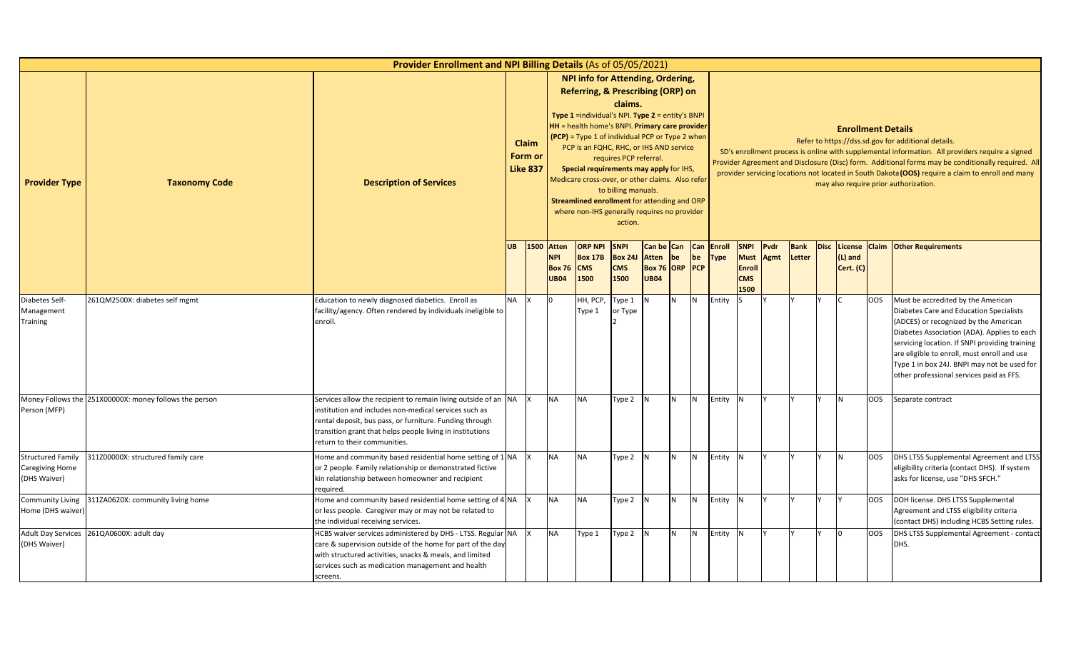# Provider Enrollment and NPI Billing Details (As of 05/05/2021)

| Provider Type | Taxonomy Code | Description of Services | Claim Form or Like 837 | | NPI info for Attending, Ordering, Referring, & Prescribing (ORP) on claims. Type 1 =individual's NPI. Type 2 = entity's BNPI HH = health home's BNPI. Primary care provider (PCP) = Type 1 of individual PCP or Type 2 when PCP is an FQHC, RHC, or IHS AND service requires PCP referral. Special requirements may apply for IHS, Medicare cross-over, or other claims. Also refer to billing manuals. Streamlined enrollment for attending and ORP where non-IHS generally requires no provider action. | | | | | | Enrollment Details Refer to https://dss.sd.gov for additional details. SD's enrollment process is online with supplemental information. All providers require a signed Provider Agreement and Disclosure (Disc) form. Additional forms may be conditionally required. All provider servicing locations not located in South Dakota (OOS) require a claim to enroll and many may also require prior authorization. | | | | | | | |
|---|---|---|---|---|---|---|---|---|---|---|---|---|---|---|---|---|---|---|
| | | | UB | 1500 | Atten NPI Box 76 UB04 | ORP NPI Box 17B CMS 1500 | SNPI Box 24J CMS 1500 | Can be Atten Box 76 UB04 | Can be ORP | Can be PCP | Enroll Type | SNPI Must Enroll CMS 1500 | Pvdr Agmt | Bank Letter | Disc | License (L) and Cert. (C) | Claim | Other Requirements |
| Diabetes Self-Management Training | 261QM2500X: diabetes self mgmt | Education to newly diagnosed diabetics. Enroll as facility/agency. Often rendered by individuals ineligible to enroll. | NA | X | 0 | HH, PCP, Type 1 | Type 1 or Type 2 | N | N | N | Entity | S | Y | Y | Y | C | OOS | Must be accredited by the American Diabetes Care and Education Specialists (ADCES) or recognized by the American Diabetes Association (ADA). Applies to each servicing location. If SNPI providing training are eligible to enroll, must enroll and use Type 1 in box 24J. BNPI may not be used for other professional services paid as FFS. |
| Money Follows the Person (MFP) | 251X00000X: money follows the person | Services allow the recipient to remain living outside of an institution and includes non-medical services such as rental deposit, bus pass, or furniture. Funding through transition grant that helps people living in institutions return to their communities. | NA | X | NA | NA | Type 2 | N | N | N | Entity | N | Y | Y | Y | N | OOS | Separate contract |
| Structured Family Caregiving Home (DHS Waiver) | 311Z00000X: structured family care | Home and community based residential home setting of 1 or 2 people. Family relationship or demonstrated fictive kin relationship between homeowner and recipient required. | NA | X | NA | NA | Type 2 | N | N | N | Entity | N | Y | Y | Y | N | OOS | DHS LTSS Supplemental Agreement and LTSS eligibility criteria (contact DHS). If system asks for license, use "DHS SFCH." |
| Community Living Home (DHS waiver) | 311ZA0620X: community living home | Home and community based residential home setting of 4 or less people. Caregiver may or may not be related to the individual receiving services. | NA | X | NA | NA | Type 2 | N | N | N | Entity | N | Y | Y | Y | Y | OOS | DOH license. DHS LTSS Supplemental Agreement and LTSS eligibility criteria (contact DHS) including HCBS Setting rules. |
| Adult Day Services (DHS Waiver) | 261QA0600X: adult day | HCBS waiver services administered by DHS - LTSS. Regular care & supervision outside of the home for part of the day with structured activities, snacks & meals, and limited services such as medication management and health screens. | NA | X | NA | Type 1 | Type 2 | N | N | N | Entity | N | Y | Y | Y | 0 | OOS | DHS LTSS Supplemental Agreement - contact DHS. |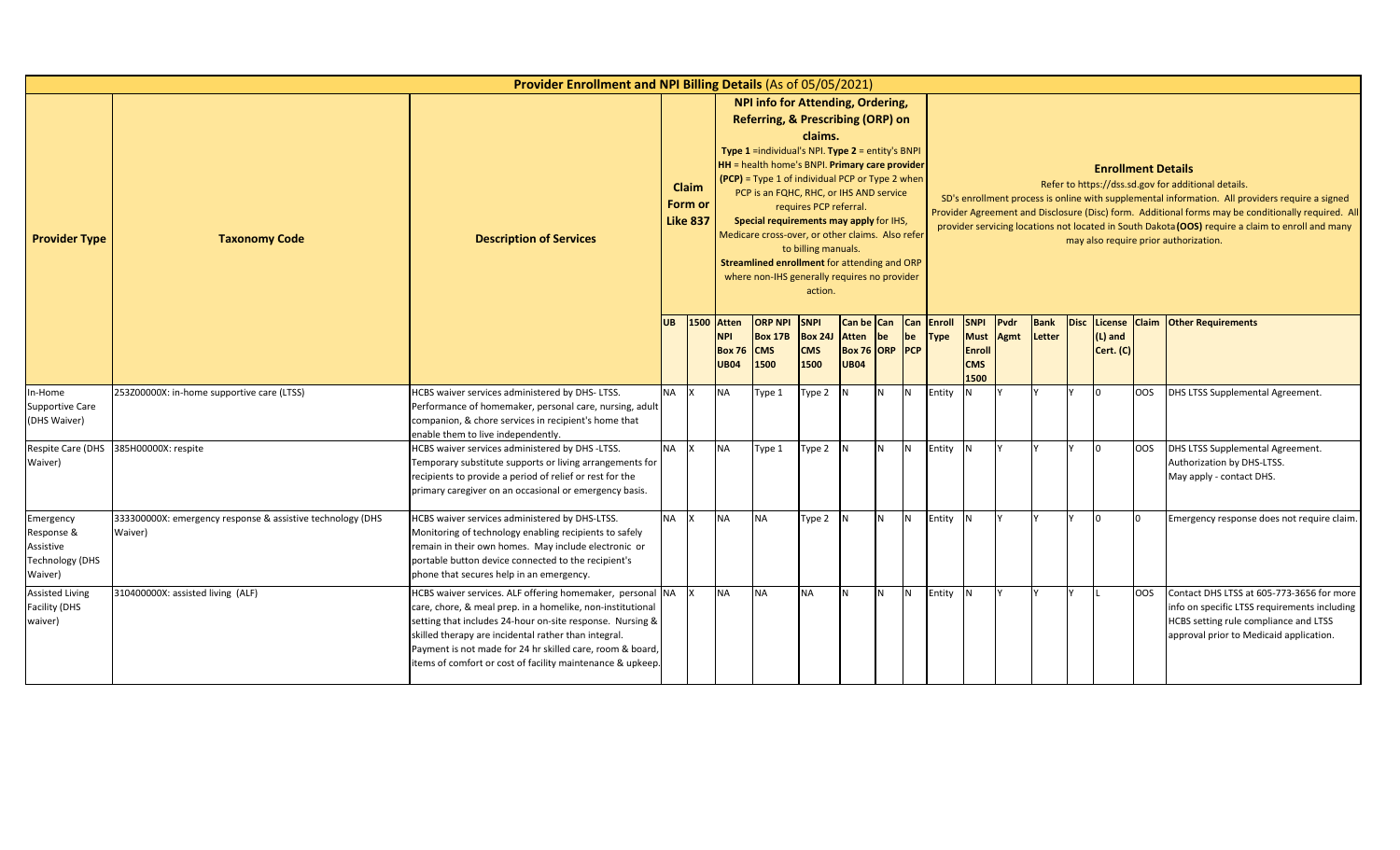| Provider Enrollment and NPI Billing Details (As of 05/05/2021) | | | | | | | | | | | | | | | | | | | | | |
|---|---|---|---|---|---|---|---|---|---|---|---|---|---|---|---|---|---|---|---|---|---|
| Provider Type | Taxonomy Code | Description of Services | Claim Form or Like 837 | | NPI info for Attending, Ordering, Referring, & Prescribing (ORP) on claims. Type 1 =individual's NPI. Type 2 = entity's BNPI HH = health home's BNPI. Primary care provider (PCP) = Type 1 of individual PCP or Type 2 when PCP is an FQHC, RHC, or IHS AND service requires PCP referral. Special requirements may apply for IHS, Medicare cross-over, or other claims. Also refer to billing manuals. Streamlined enrollment for attending and ORP where non-IHS generally requires no provider action. | | | | | | Enrollment Details Refer to https://dss.sd.gov for additional details. SD's enrollment process is online with supplemental information. All providers require a signed Provider Agreement and Disclosure (Disc) form. Additional forms may be conditionally required. All provider servicing locations not located in South Dakota (OOS) require a claim to enroll and many may also require prior authorization. | | | | | | | | |
| | | | UB | 1500 | Atten NPI Box 76 UB04 | ORP NPI Box 17B CMS 1500 | SNPI Box 24J CMS 1500 | Can be Atten Box 76 UB04 | Can be ORP | Can be PCP | Enroll Type | SNPI Must Enroll CMS 1500 | Pvdr Agmt | Bank Letter | Disc | License (L) and Cert. (C) | Claim | Other Requirements |
| In-Home Supportive Care (DHS Waiver) | 253Z00000X: in-home supportive care (LTSS) | HCBS waiver services administered by DHS- LTSS. Performance of homemaker, personal care, nursing, adult companion, & chore services in recipient's home that enable them to live independently. | NA | X | NA | Type 1 | Type 2 | N | N | N | Entity | N | Y | Y | Y | 0 | OOS | DHS LTSS Supplemental Agreement. |
| Respite Care (DHS Waiver) | 385H00000X: respite | HCBS waiver services administered by DHS -LTSS. Temporary substitute supports or living arrangements for recipients to provide a period of relief or rest for the primary caregiver on an occasional or emergency basis. | NA | X | NA | Type 1 | Type 2 | N | N | N | Entity | N | Y | Y | Y | 0 | OOS | DHS LTSS Supplemental Agreement. Authorization by DHS-LTSS. May apply - contact DHS. |
| Emergency Response & Assistive Technology (DHS Waiver) | 333300000X: emergency response & assistive technology (DHS Waiver) | HCBS waiver services administered by DHS-LTSS. Monitoring of technology enabling recipients to safely remain in their own homes. May include electronic or portable button device connected to the recipient's phone that secures help in an emergency. | NA | X | NA | NA | Type 2 | N | N | N | Entity | N | Y | Y | Y | 0 | 0 | Emergency response does not require claim. |
| Assisted Living Facility (DHS waiver) | 310400000X: assisted living (ALF) | HCBS waiver services. ALF offering homemaker, personal care, chore, & meal prep. in a homelike, non-institutional setting that includes 24-hour on-site response. Nursing & skilled therapy are incidental rather than integral. Payment is not made for 24 hr skilled care, room & board, items of comfort or cost of facility maintenance & upkeep. | NA | X | NA | NA | NA | N | N | N | Entity | N | Y | Y | Y | L | OOS | Contact DHS LTSS at 605-773-3656 for more info on specific LTSS requirements including HCBS setting rule compliance and LTSS approval prior to Medicaid application. |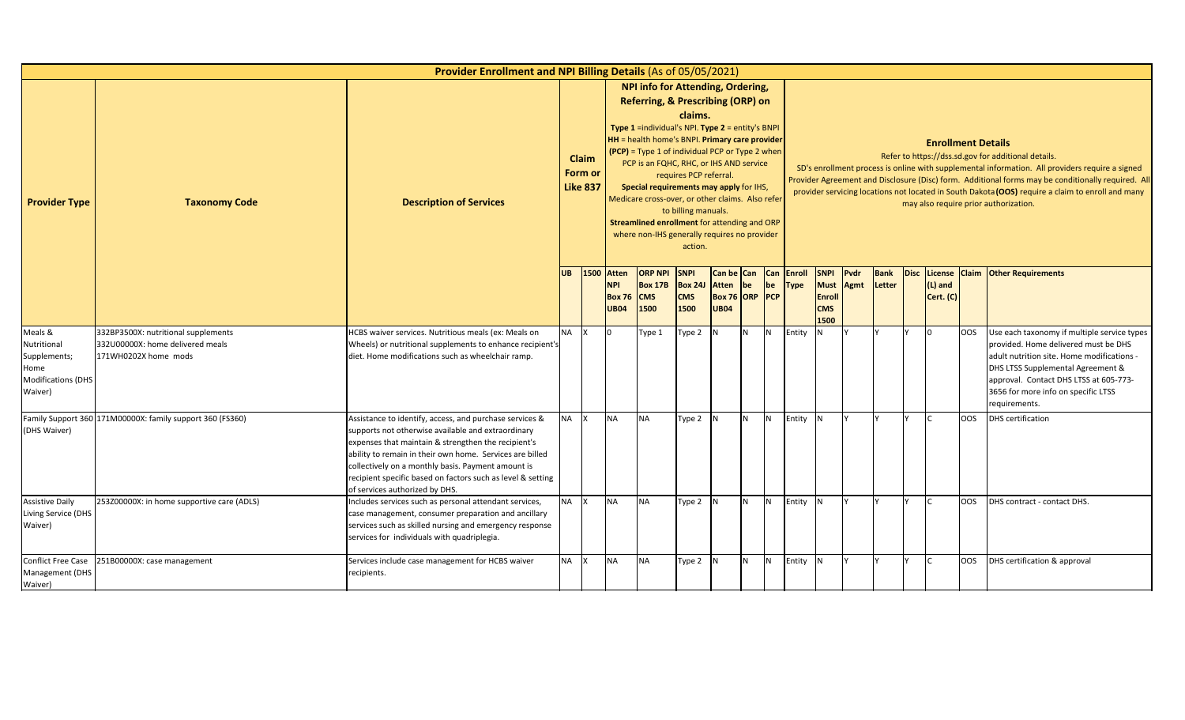# Provider Enrollment and NPI Billing Details (As of 05/05/2021)

| Provider Type | Taxonomy Code | Description of Services | Claim Form or Like 837 | | NPI info for Attending, Ordering, Referring, & Prescribing (ORP) on claims. Type 1 =individual's NPI. Type 2 = entity's BNPI HH = health home's BNPI. Primary care provider (PCP) = Type 1 of individual PCP or Type 2 when PCP is an FQHC, RHC, or IHS AND service requires PCP referral. Special requirements may apply for IHS, Medicare cross-over, or other claims. Also refer to billing manuals. Streamlined enrollment for attending and ORP where non-IHS generally requires no provider action. | | | | | | Enrollment Details Refer to https://dss.sd.gov for additional details. SD's enrollment process is online with supplemental information. All providers require a signed Provider Agreement and Disclosure (Disc) form. Additional forms may be conditionally required. All provider servicing locations not located in South Dakota (OOS) require a claim to enroll and many may also require prior authorization. | | | | | | | |
|---|---|---|---|---|---|---|---|---|---|---|---|---|---|---|---|---|---|---|
| | | | UB | 1500 | Atten NPI Box 76 UB04 | ORP NPI Box 17B CMS 1500 | SNPI Box 24J CMS 1500 | Can be Atten Box 76 UB04 | Can be ORP | Can be PCP | Enroll Type | SNPI Must Enroll CMS 1500 | Pvdr Agmt | Bank Letter | Disc | License (L) and Cert. (C) | Claim | Other Requirements |
| Meals & Nutritional Supplements; Home Modifications (DHS Waiver) | 332BP3500X: nutritional supplements<br>332U00000X: home delivered meals<br>171WH0202X home mods | HCBS waiver services. Nutritious meals (ex: Meals on Wheels) or nutritional supplements to enhance recipient's diet. Home modifications such as wheelchair ramp. | NA | X | 0 | Type 1 | Type 2 | N | N | N | Entity | N | Y | Y | Y | 0 | OOS | Use each taxonomy if multiple service types provided. Home delivered must be DHS adult nutrition site. Home modifications - DHS LTSS Supplemental Agreement & approval. Contact DHS LTSS at 605-773-3656 for more info on specific LTSS requirements. |
| Family Support 360 (DHS Waiver) | 171M00000X: family support 360 (FS360) | Assistance to identify, access, and purchase services & supports not otherwise available and extraordinary expenses that maintain & strengthen the recipient's ability to remain in their own home. Services are billed collectively on a monthly basis. Payment amount is recipient specific based on factors such as level & setting of services authorized by DHS. | NA | X | NA | NA | Type 2 | N | N | N | Entity | N | Y | Y | Y | C | OOS | DHS certification |
| Assistive Daily Living Service (DHS Waiver) | 253Z00000X: in home supportive care (ADLS) | Includes services such as personal attendant services, case management, consumer preparation and ancillary services such as skilled nursing and emergency response services for individuals with quadriplegia. | NA | X | NA | NA | Type 2 | N | N | N | Entity | N | Y | Y | Y | C | OOS | DHS contract - contact DHS. |
| Conflict Free Case Management (DHS Waiver) | 251B00000X: case management | Services include case management for HCBS waiver recipients. | NA | X | NA | NA | Type 2 | N | N | N | Entity | N | Y | Y | Y | C | OOS | DHS certification & approval |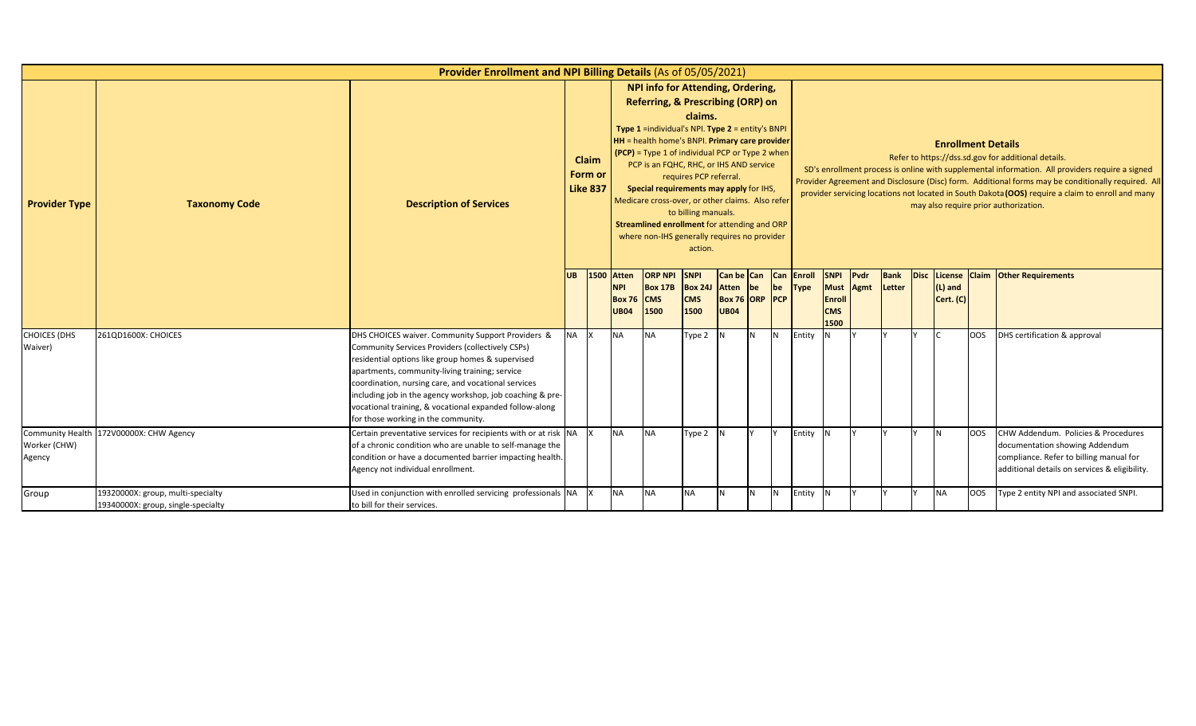| Provider Enrollment and NPI Billing Details (As of 05/05/2021) | | | | | | | | | | | | | | | | | | | | |
|---|---|---|---|---|---|---|---|---|---|---|---|---|---|---|---|---|---|---|---|---|
| Provider Type | Taxonomy Code | Description of Services | Claim Form or Like 837 | | NPI info for Attending, Ordering, Referring, & Prescribing (ORP) on claims. **Type 1** =individual's NPI. **Type 2** = entity's BNPI **HH** = health home's BNPI. **Primary care provider (PCP)** = Type 1 of individual PCP or Type 2 when PCP is an FQHC, RHC, or IHS AND service requires PCP referral. **Special requirements may apply** for IHS, Medicare cross-over, or other claims. Also refer to billing manuals. **Streamlined enrollment** for attending and ORP where non-IHS generally requires no provider action. | | | | | | **Enrollment Details** Refer to https://dss.sd.gov for additional details. SD's enrollment process is online with supplemental information. All providers require a signed Provider Agreement and Disclosure (Disc) form. Additional forms may be conditionally required. All provider servicing locations not located in South Dakota **(OOS)** require a claim to enroll and many may also require prior authorization. | | | | | | | | |
| | | | UB | 1500 | Atten NPI Box 76 UB04 | ORP NPI Box 17B CMS 1500 | SNPI Box 24J CMS 1500 | Can be Atten Box 76 UB04 | Can be ORP | Can be PCP | Enroll Type | SNPI Must Enroll CMS 1500 | Pvdr Agmt | Bank Letter | Disc | License (L) and Cert. (C) | Claim | Other Requirements |
| CHOICES (DHS Waiver) | 261QD1600X: CHOICES | DHS CHOICES waiver. Community Support Providers & Community Services Providers (collectively CSPs) residential options like group homes & supervised apartments, community-living training; service coordination, nursing care, and vocational services including job in the agency workshop, job coaching & pre-vocational training, & vocational expanded follow-along for those working in the community. | NA | X | NA | NA | Type 2 | N | N | N | Entity | N | Y | Y | Y | C | OOS | DHS certification & approval |
| Community Health Worker (CHW) Agency | 172V00000X: CHW Agency | Certain preventative services for recipients with or at risk of a chronic condition who are unable to self-manage the condition or have a documented barrier impacting health. Agency not individual enrollment. | NA | X | NA | NA | Type 2 | N | Y | Y | Entity | N | Y | Y | Y | N | OOS | CHW Addendum. Policies & Procedures documentation showing Addendum compliance. Refer to billing manual for additional details on services & eligibility. |
| Group | 19320000X: group, multi-specialty<br>19340000X: group, single-specialty | Used in conjunction with enrolled servicing professionals to bill for their services. | NA | X | NA | NA | NA | N | N | N | Entity | N | Y | Y | Y | NA | OOS | Type 2 entity NPI and associated SNPI. |